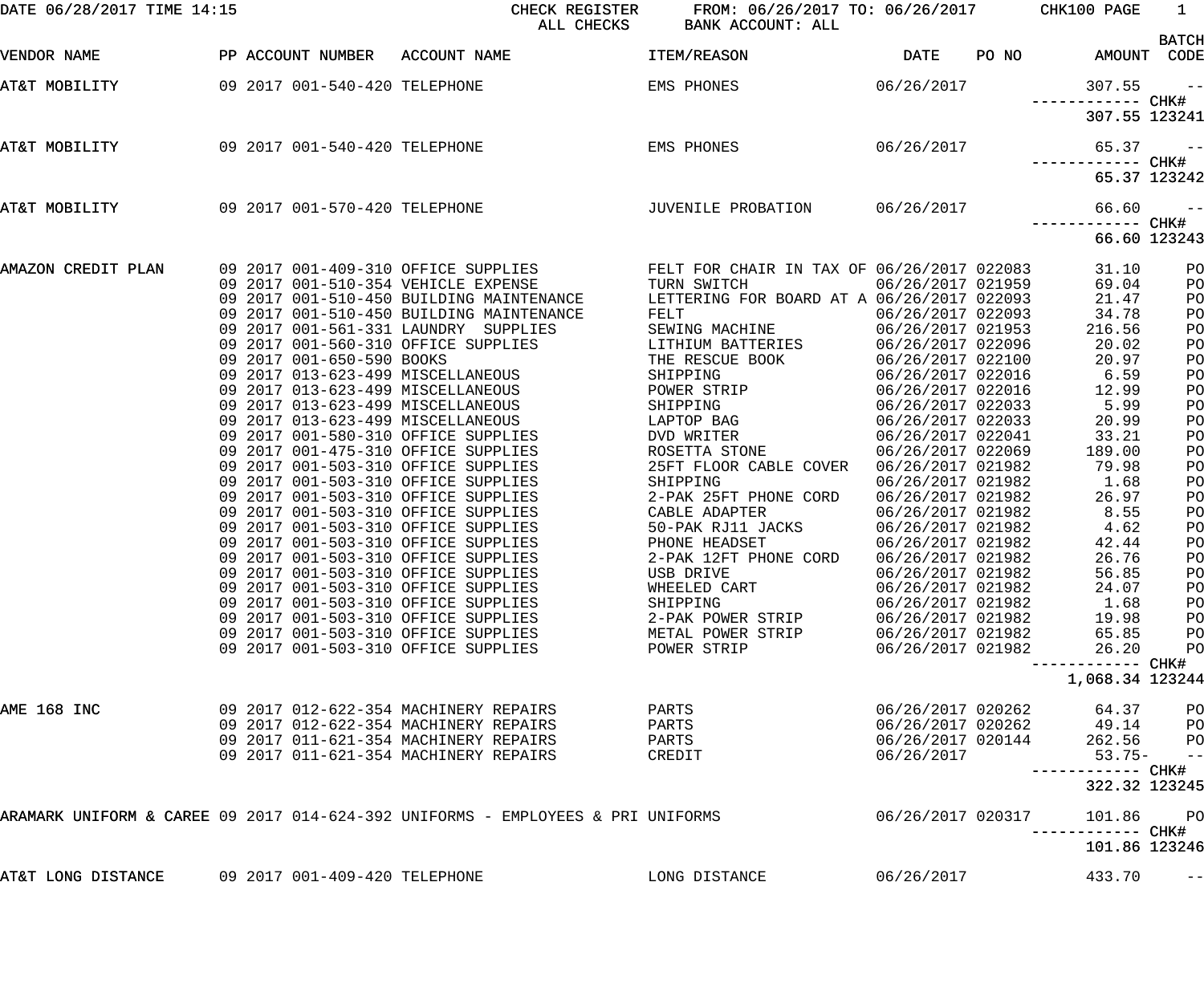DATE 06/28/2017 TIME 14:15 CHECK REGISTER FROM: 06/26/2017 TO: 06/26/2017 CHK100 PAGE 1
ALL CHECKS BANK ACCOUNT: ALL

| VENDOR NAME | PP | ACCOUNT NUMBER | ACCOUNT NAME | ITEM/REASON | DATE | PO NO | AMOUNT | BATCH CODE |
|---|---|---|---|---|---|---|---|---|
| AT&T MOBILITY | 09 2017 | 001-540-420 | TELEPHONE | EMS PHONES | 06/26/2017 | | 307.55 | -- |
| | | | | | | | ------------ | CHK# |
| | | | | | | | 307.55 | 123241 |
| AT&T MOBILITY | 09 2017 | 001-540-420 | TELEPHONE | EMS PHONES | 06/26/2017 | | 65.37 | -- |
| | | | | | | | ------------ | CHK# |
| | | | | | | | 65.37 | 123242 |
| AT&T MOBILITY | 09 2017 | 001-570-420 | TELEPHONE | JUVENILE PROBATION | 06/26/2017 | | 66.60 | -- |
| | | | | | | | ------------ | CHK# |
| | | | | | | | 66.60 | 123243 |
| AMAZON CREDIT PLAN | 09 2017 | 001-409-310 | OFFICE SUPPLIES | FELT FOR CHAIR IN TAX OF | 06/26/2017 | 022083 | 31.10 | PO |
| | 09 2017 | 001-510-354 | VEHICLE EXPENSE | TURN SWITCH | 06/26/2017 | 021959 | 69.04 | PO |
| | 09 2017 | 001-510-450 | BUILDING MAINTENANCE | LETTERING FOR BOARD AT A | 06/26/2017 | 022093 | 21.47 | PO |
| | 09 2017 | 001-510-450 | BUILDING MAINTENANCE | FELT | 06/26/2017 | 022093 | 34.78 | PO |
| | 09 2017 | 001-561-331 | LAUNDRY SUPPLIES | SEWING MACHINE | 06/26/2017 | 021953 | 216.56 | PO |
| | 09 2017 | 001-560-310 | OFFICE SUPPLIES | LITHIUM BATTERIES | 06/26/2017 | 022096 | 20.02 | PO |
| | 09 2017 | 001-650-590 | BOOKS | THE RESCUE BOOK | 06/26/2017 | 022100 | 20.97 | PO |
| | 09 2017 | 013-623-499 | MISCELLANEOUS | SHIPPING | 06/26/2017 | 022016 | 6.59 | PO |
| | 09 2017 | 013-623-499 | MISCELLANEOUS | POWER STRIP | 06/26/2017 | 022016 | 12.99 | PO |
| | 09 2017 | 013-623-499 | MISCELLANEOUS | SHIPPING | 06/26/2017 | 022033 | 5.99 | PO |
| | 09 2017 | 013-623-499 | MISCELLANEOUS | LAPTOP BAG | 06/26/2017 | 022033 | 20.99 | PO |
| | 09 2017 | 001-580-310 | OFFICE SUPPLIES | DVD WRITER | 06/26/2017 | 022041 | 33.21 | PO |
| | 09 2017 | 001-475-310 | OFFICE SUPPLIES | ROSETTA STONE | 06/26/2017 | 022069 | 189.00 | PO |
| | 09 2017 | 001-503-310 | OFFICE SUPPLIES | 25FT FLOOR CABLE COVER | 06/26/2017 | 021982 | 79.98 | PO |
| | 09 2017 | 001-503-310 | OFFICE SUPPLIES | SHIPPING | 06/26/2017 | 021982 | 1.68 | PO |
| | 09 2017 | 001-503-310 | OFFICE SUPPLIES | 2-PAK 25FT PHONE CORD | 06/26/2017 | 021982 | 26.97 | PO |
| | 09 2017 | 001-503-310 | OFFICE SUPPLIES | CABLE ADAPTER | 06/26/2017 | 021982 | 8.55 | PO |
| | 09 2017 | 001-503-310 | OFFICE SUPPLIES | 50-PAK RJ11 JACKS | 06/26/2017 | 021982 | 4.62 | PO |
| | 09 2017 | 001-503-310 | OFFICE SUPPLIES | PHONE HEADSET | 06/26/2017 | 021982 | 42.44 | PO |
| | 09 2017 | 001-503-310 | OFFICE SUPPLIES | 2-PAK 12FT PHONE CORD | 06/26/2017 | 021982 | 26.76 | PO |
| | 09 2017 | 001-503-310 | OFFICE SUPPLIES | USB DRIVE | 06/26/2017 | 021982 | 56.85 | PO |
| | 09 2017 | 001-503-310 | OFFICE SUPPLIES | WHEELED CART | 06/26/2017 | 021982 | 24.07 | PO |
| | 09 2017 | 001-503-310 | OFFICE SUPPLIES | SHIPPING | 06/26/2017 | 021982 | 1.68 | PO |
| | 09 2017 | 001-503-310 | OFFICE SUPPLIES | 2-PAK POWER STRIP | 06/26/2017 | 021982 | 19.98 | PO |
| | 09 2017 | 001-503-310 | OFFICE SUPPLIES | METAL POWER STRIP | 06/26/2017 | 021982 | 65.85 | PO |
| | 09 2017 | 001-503-310 | OFFICE SUPPLIES | POWER STRIP | 06/26/2017 | 021982 | 26.20 | PO |
| | | | | | | | ------------ | CHK# |
| | | | | | | | 1,068.34 | 123244 |
| AME 168 INC | 09 2017 | 012-622-354 | MACHINERY REPAIRS | PARTS | 06/26/2017 | 020262 | 64.37 | PO |
| | 09 2017 | 012-622-354 | MACHINERY REPAIRS | PARTS | 06/26/2017 | 020262 | 49.14 | PO |
| | 09 2017 | 011-621-354 | MACHINERY REPAIRS | PARTS | 06/26/2017 | 020144 | 262.56 | PO |
| | 09 2017 | 011-621-354 | MACHINERY REPAIRS | CREDIT | 06/26/2017 | | 53.75- | -- |
| | | | | | | | ------------ | CHK# |
| | | | | | | | 322.32 | 123245 |
| ARAMARK UNIFORM & CAREE | 09 2017 | 014-624-392 | UNIFORMS - EMPLOYEES & PRI | UNIFORMS | 06/26/2017 | 020317 | 101.86 | PO |
| | | | | | | | ------------ | CHK# |
| | | | | | | | 101.86 | 123246 |
| AT&T LONG DISTANCE | 09 2017 | 001-409-420 | TELEPHONE | LONG DISTANCE | 06/26/2017 | | 433.70 | -- |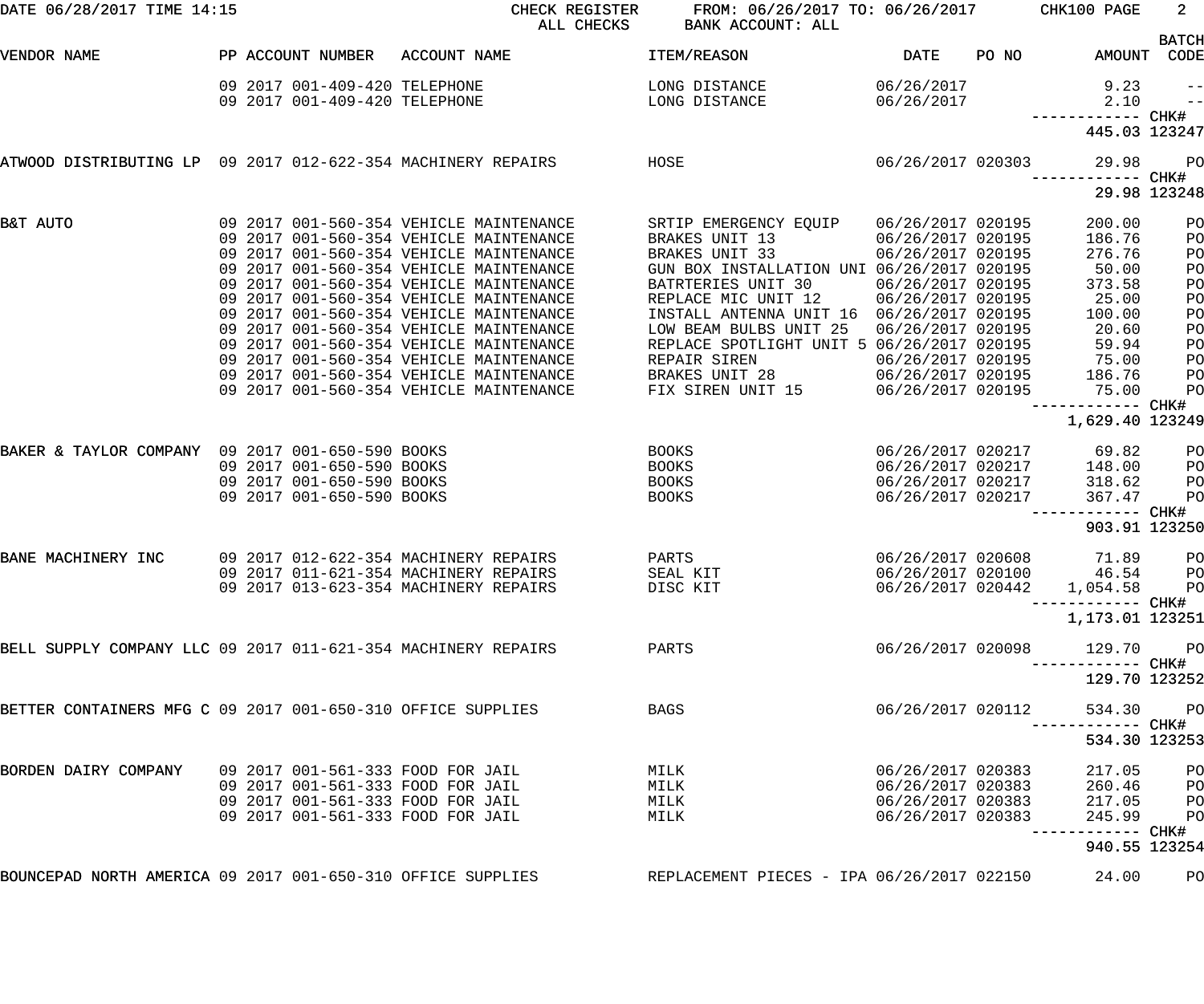DATE 06/28/2017 TIME 14:15 CHECK REGISTER FROM: 06/26/2017 TO: 06/26/2017 CHK100 PAGE 2
ALL CHECKS BANK ACCOUNT: ALL

| VENDOR NAME | PP | ACCOUNT NUMBER | ACCOUNT NAME | ITEM/REASON | DATE | PO NO | AMOUNT | BATCH CODE |
|---|---|---|---|---|---|---|---|---|
| | 09 2017 | 001-409-420 | TELEPHONE | LONG DISTANCE | 06/26/2017 | | 9.23 | -- |
| | 09 2017 | 001-409-420 | TELEPHONE | LONG DISTANCE | 06/26/2017 | | 2.10 | -- |
| | | | | | | | ------------ | CHK# |
| | | | | | | | 445.03 | 123247 |
| ATWOOD DISTRIBUTING LP | 09 2017 | 012-622-354 | MACHINERY REPAIRS | HOSE | 06/26/2017 | 020303 | 29.98 | PO |
| | | | | | | | ------------ | CHK# |
| | | | | | | | 29.98 | 123248 |
| B&T AUTO | 09 2017 | 001-560-354 | VEHICLE MAINTENANCE | SRTIP EMERGENCY EQUIP | 06/26/2017 | 020195 | 200.00 | PO |
| | 09 2017 | 001-560-354 | VEHICLE MAINTENANCE | BRAKES UNIT 13 | 06/26/2017 | 020195 | 186.76 | PO |
| | 09 2017 | 001-560-354 | VEHICLE MAINTENANCE | BRAKES UNIT 33 | 06/26/2017 | 020195 | 276.76 | PO |
| | 09 2017 | 001-560-354 | VEHICLE MAINTENANCE | GUN BOX INSTALLATION UNI | 06/26/2017 | 020195 | 50.00 | PO |
| | 09 2017 | 001-560-354 | VEHICLE MAINTENANCE | BATRTERIES UNIT 30 | 06/26/2017 | 020195 | 373.58 | PO |
| | 09 2017 | 001-560-354 | VEHICLE MAINTENANCE | REPLACE MIC UNIT 12 | 06/26/2017 | 020195 | 25.00 | PO |
| | 09 2017 | 001-560-354 | VEHICLE MAINTENANCE | INSTALL ANTENNA UNIT 16 | 06/26/2017 | 020195 | 100.00 | PO |
| | 09 2017 | 001-560-354 | VEHICLE MAINTENANCE | LOW BEAM BULBS UNIT 25 | 06/26/2017 | 020195 | 20.60 | PO |
| | 09 2017 | 001-560-354 | VEHICLE MAINTENANCE | REPLACE SPOTLIGHT UNIT 5 | 06/26/2017 | 020195 | 59.94 | PO |
| | 09 2017 | 001-560-354 | VEHICLE MAINTENANCE | REPAIR SIREN | 06/26/2017 | 020195 | 75.00 | PO |
| | 09 2017 | 001-560-354 | VEHICLE MAINTENANCE | BRAKES UNIT 28 | 06/26/2017 | 020195 | 186.76 | PO |
| | 09 2017 | 001-560-354 | VEHICLE MAINTENANCE | FIX SIREN UNIT 15 | 06/26/2017 | 020195 | 75.00 | PO |
| | | | | | | | ------------ | CHK# |
| | | | | | | | 1,629.40 | 123249 |
| BAKER & TAYLOR COMPANY | 09 2017 | 001-650-590 | BOOKS | BOOKS | 06/26/2017 | 020217 | 69.82 | PO |
| | 09 2017 | 001-650-590 | BOOKS | BOOKS | 06/26/2017 | 020217 | 148.00 | PO |
| | 09 2017 | 001-650-590 | BOOKS | BOOKS | 06/26/2017 | 020217 | 318.62 | PO |
| | 09 2017 | 001-650-590 | BOOKS | BOOKS | 06/26/2017 | 020217 | 367.47 | PO |
| | | | | | | | ------------ | CHK# |
| | | | | | | | 903.91 | 123250 |
| BANE MACHINERY INC | 09 2017 | 012-622-354 | MACHINERY REPAIRS | PARTS | 06/26/2017 | 020608 | 71.89 | PO |
| | 09 2017 | 011-621-354 | MACHINERY REPAIRS | SEAL KIT | 06/26/2017 | 020100 | 46.54 | PO |
| | 09 2017 | 013-623-354 | MACHINERY REPAIRS | DISC KIT | 06/26/2017 | 020442 | 1,054.58 | PO |
| | | | | | | | ------------ | CHK# |
| | | | | | | | 1,173.01 | 123251 |
| BELL SUPPLY COMPANY LLC | 09 2017 | 011-621-354 | MACHINERY REPAIRS | PARTS | 06/26/2017 | 020098 | 129.70 | PO |
| | | | | | | | ------------ | CHK# |
| | | | | | | | 129.70 | 123252 |
| BETTER CONTAINERS MFG C | 09 2017 | 001-650-310 | OFFICE SUPPLIES | BAGS | 06/26/2017 | 020112 | 534.30 | PO |
| | | | | | | | ------------ | CHK# |
| | | | | | | | 534.30 | 123253 |
| BORDEN DAIRY COMPANY | 09 2017 | 001-561-333 | FOOD FOR JAIL | MILK | 06/26/2017 | 020383 | 217.05 | PO |
| | 09 2017 | 001-561-333 | FOOD FOR JAIL | MILK | 06/26/2017 | 020383 | 260.46 | PO |
| | 09 2017 | 001-561-333 | FOOD FOR JAIL | MILK | 06/26/2017 | 020383 | 217.05 | PO |
| | 09 2017 | 001-561-333 | FOOD FOR JAIL | MILK | 06/26/2017 | 020383 | 245.99 | PO |
| | | | | | | | ------------ | CHK# |
| | | | | | | | 940.55 | 123254 |
| BOUNCEPAD NORTH AMERICA | 09 2017 | 001-650-310 | OFFICE SUPPLIES | REPLACEMENT PIECES - IPA | 06/26/2017 | 022150 | 24.00 | PO |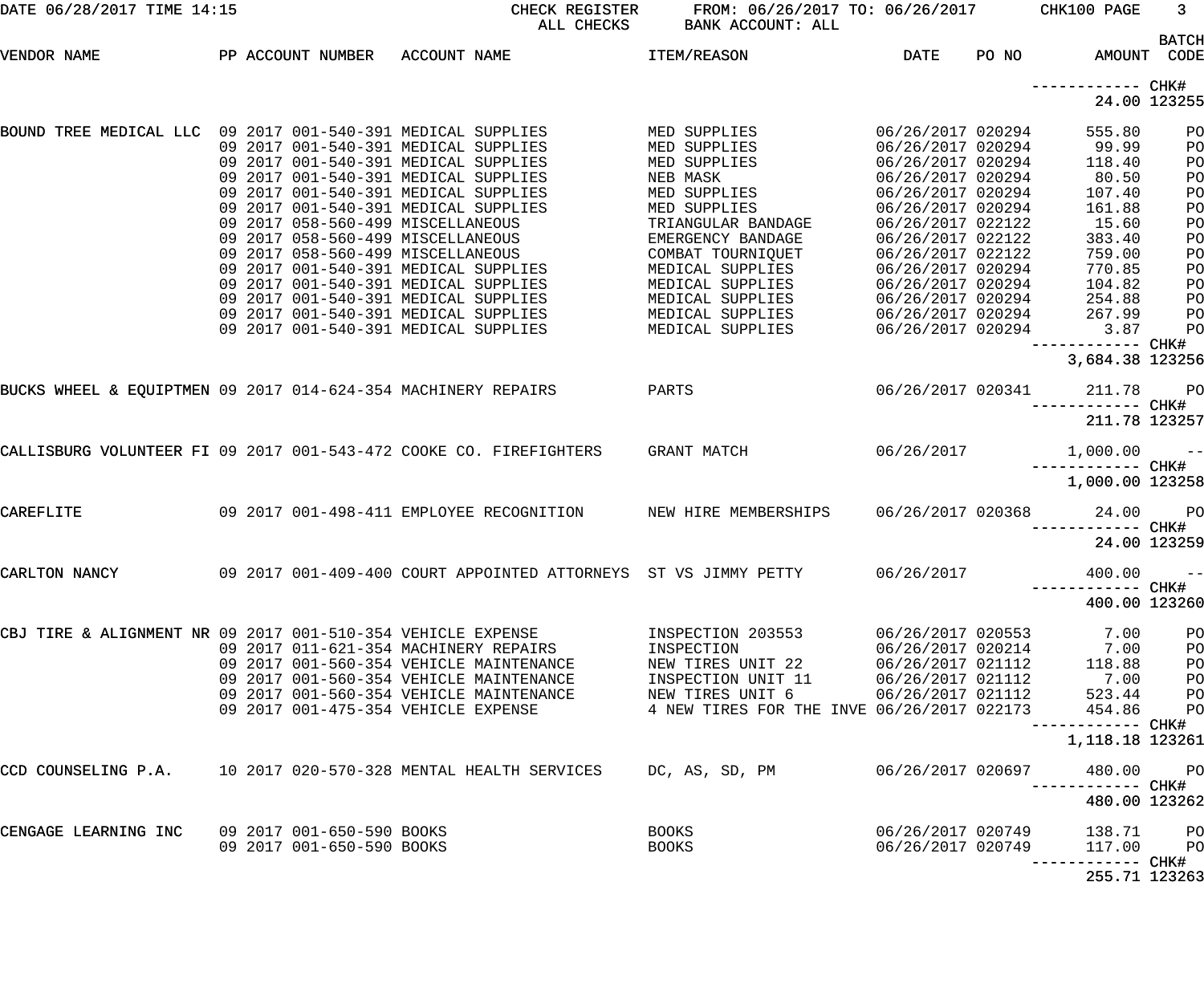DATE 06/28/2017 TIME 14:15 CHECK REGISTER FROM: 06/26/2017 TO: 06/26/2017 CHK100 PAGE 3
ALL CHECKS BANK ACCOUNT: ALL

| VENDOR NAME | PP | ACCOUNT NUMBER | ACCOUNT NAME | ITEM/REASON | DATE | PO NO | AMOUNT | BATCH CODE |
|---|---|---|---|---|---|---|---|---|
| | | | | | | | ------------ | CHK# |
| | | | | | | | 24.00 | 123255 |
| BOUND TREE MEDICAL LLC | 09 | 2017 001-540-391 | MEDICAL SUPPLIES | MED SUPPLIES | 06/26/2017 | 020294 | 555.80 | PO |
| | 09 | 2017 001-540-391 | MEDICAL SUPPLIES | MED SUPPLIES | 06/26/2017 | 020294 | 99.99 | PO |
| | 09 | 2017 001-540-391 | MEDICAL SUPPLIES | MED SUPPLIES | 06/26/2017 | 020294 | 118.40 | PO |
| | 09 | 2017 001-540-391 | MEDICAL SUPPLIES | NEB MASK | 06/26/2017 | 020294 | 80.50 | PO |
| | 09 | 2017 001-540-391 | MEDICAL SUPPLIES | MED SUPPLIES | 06/26/2017 | 020294 | 107.40 | PO |
| | 09 | 2017 001-540-391 | MEDICAL SUPPLIES | MED SUPPLIES | 06/26/2017 | 020294 | 161.88 | PO |
| | 09 | 2017 058-560-499 | MISCELLANEOUS | TRIANGULAR BANDAGE | 06/26/2017 | 022122 | 15.60 | PO |
| | 09 | 2017 058-560-499 | MISCELLANEOUS | EMERGENCY BANDAGE | 06/26/2017 | 022122 | 383.40 | PO |
| | 09 | 2017 058-560-499 | MISCELLANEOUS | COMBAT TOURNIQUET | 06/26/2017 | 022122 | 759.00 | PO |
| | 09 | 2017 001-540-391 | MEDICAL SUPPLIES | MEDICAL SUPPLIES | 06/26/2017 | 020294 | 770.85 | PO |
| | 09 | 2017 001-540-391 | MEDICAL SUPPLIES | MEDICAL SUPPLIES | 06/26/2017 | 020294 | 104.82 | PO |
| | 09 | 2017 001-540-391 | MEDICAL SUPPLIES | MEDICAL SUPPLIES | 06/26/2017 | 020294 | 254.88 | PO |
| | 09 | 2017 001-540-391 | MEDICAL SUPPLIES | MEDICAL SUPPLIES | 06/26/2017 | 020294 | 267.99 | PO |
| | 09 | 2017 001-540-391 | MEDICAL SUPPLIES | MEDICAL SUPPLIES | 06/26/2017 | 020294 | 3.87 | PO |
| | | | | | | | ------------ | CHK# |
| | | | | | | | 3,684.38 | 123256 |
| BUCKS WHEEL & EQUIPTMEN | 09 | 2017 014-624-354 | MACHINERY REPAIRS | PARTS | 06/26/2017 | 020341 | 211.78 | PO |
| | | | | | | | ------------ | CHK# |
| | | | | | | | 211.78 | 123257 |
| CALLISBURG VOLUNTEER FI | 09 | 2017 001-543-472 | COOKE CO. FIREFIGHTERS | GRANT MATCH | 06/26/2017 | | 1,000.00 | -- |
| | | | | | | | ------------ | CHK# |
| | | | | | | | 1,000.00 | 123258 |
| CAREFLITE | 09 | 2017 001-498-411 | EMPLOYEE RECOGNITION | NEW HIRE MEMBERSHIPS | 06/26/2017 | 020368 | 24.00 | PO |
| | | | | | | | ------------ | CHK# |
| | | | | | | | 24.00 | 123259 |
| CARLTON NANCY | 09 | 2017 001-409-400 | COURT APPOINTED ATTORNEYS | ST VS JIMMY PETTY | 06/26/2017 | | 400.00 | -- |
| | | | | | | | ------------ | CHK# |
| | | | | | | | 400.00 | 123260 |
| CBJ TIRE & ALIGNMENT NR | 09 | 2017 001-510-354 | VEHICLE EXPENSE | INSPECTION 203553 | 06/26/2017 | 020553 | 7.00 | PO |
| | 09 | 2017 011-621-354 | MACHINERY REPAIRS | INSPECTION | 06/26/2017 | 020214 | 7.00 | PO |
| | 09 | 2017 001-560-354 | VEHICLE MAINTENANCE | NEW TIRES UNIT 22 | 06/26/2017 | 021112 | 118.88 | PO |
| | 09 | 2017 001-560-354 | VEHICLE MAINTENANCE | INSPECTION UNIT 11 | 06/26/2017 | 021112 | 7.00 | PO |
| | 09 | 2017 001-560-354 | VEHICLE MAINTENANCE | NEW TIRES UNIT 6 | 06/26/2017 | 021112 | 523.44 | PO |
| | 09 | 2017 001-475-354 | VEHICLE EXPENSE | 4 NEW TIRES FOR THE INVE | 06/26/2017 | 022173 | 454.86 | PO |
| | | | | | | | ------------ | CHK# |
| | | | | | | | 1,118.18 | 123261 |
| CCD COUNSELING P.A. | 10 | 2017 020-570-328 | MENTAL HEALTH SERVICES | DC, AS, SD, PM | 06/26/2017 | 020697 | 480.00 | PO |
| | | | | | | | ------------ | CHK# |
| | | | | | | | 480.00 | 123262 |
| CENGAGE LEARNING INC | 09 | 2017 001-650-590 | BOOKS | BOOKS | 06/26/2017 | 020749 | 138.71 | PO |
| | 09 | 2017 001-650-590 | BOOKS | BOOKS | 06/26/2017 | 020749 | 117.00 | PO |
| | | | | | | | ------------ | CHK# |
| | | | | | | | 255.71 | 123263 |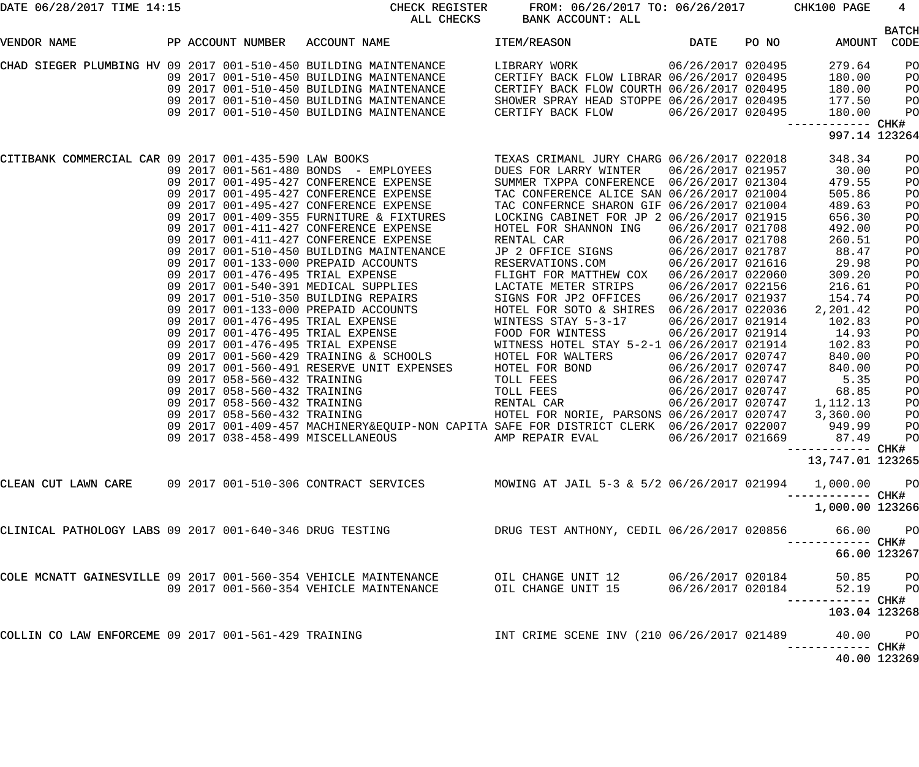DATE 06/28/2017 TIME 14:15 CHECK REGISTER FROM: 06/26/2017 TO: 06/26/2017 CHK100 PAGE 4
ALL CHECKS BANK ACCOUNT: ALL

| VENDOR NAME | PP | ACCOUNT NUMBER | ACCOUNT NAME | ITEM/REASON | DATE | PO NO | AMOUNT | BATCH CODE |
|---|---|---|---|---|---|---|---|---|
| CHAD SIEGER PLUMBING HV | 09 2017 | 001-510-450 | BUILDING MAINTENANCE | LIBRARY WORK | 06/26/2017 | 020495 | 279.64 | PO |
| | 09 2017 | 001-510-450 | BUILDING MAINTENANCE | CERTIFY BACK FLOW LIBRAR | 06/26/2017 | 020495 | 180.00 | PO |
| | 09 2017 | 001-510-450 | BUILDING MAINTENANCE | CERTIFY BACK FLOW COURTH | 06/26/2017 | 020495 | 180.00 | PO |
| | 09 2017 | 001-510-450 | BUILDING MAINTENANCE | SHOWER SPRAY HEAD STOPPE | 06/26/2017 | 020495 | 177.50 | PO |
| | 09 2017 | 001-510-450 | BUILDING MAINTENANCE | CERTIFY BACK FLOW | 06/26/2017 | 020495 | 180.00 | PO |
| | | | | | | | ------------ | CHK# |
| | | | | | | | 997.14 | 123264 |
| CITIBANK COMMERCIAL CAR | 09 2017 | 001-435-590 | LAW BOOKS | TEXAS CRIMANL JURY CHARG | 06/26/2017 | 022018 | 348.34 | PO |
| | 09 2017 | 001-561-480 | BONDS - EMPLOYEES | DUES FOR LARRY WINTER | 06/26/2017 | 021957 | 30.00 | PO |
| | 09 2017 | 001-495-427 | CONFERENCE EXPENSE | SUMMER TXPPA CONFERENCE | 06/26/2017 | 021304 | 479.55 | PO |
| | 09 2017 | 001-495-427 | CONFERENCE EXPENSE | TAC CONFERENCE ALICE SAN | 06/26/2017 | 021004 | 505.86 | PO |
| | 09 2017 | 001-495-427 | CONFERENCE EXPENSE | TAC CONFERNCE SHARON GIF | 06/26/2017 | 021004 | 489.63 | PO |
| | 09 2017 | 001-409-355 | FURNITURE & FIXTURES | LOCKING CABINET FOR JP 2 | 06/26/2017 | 021915 | 656.30 | PO |
| | 09 2017 | 001-411-427 | CONFERENCE EXPENSE | HOTEL FOR SHANNON ING | 06/26/2017 | 021708 | 492.00 | PO |
| | 09 2017 | 001-411-427 | CONFERENCE EXPENSE | RENTAL CAR | 06/26/2017 | 021708 | 260.51 | PO |
| | 09 2017 | 001-510-450 | BUILDING MAINTENANCE | JP 2 OFFICE SIGNS | 06/26/2017 | 021787 | 88.47 | PO |
| | 09 2017 | 001-133-000 | PREPAID ACCOUNTS | RESERVATIONS.COM | 06/26/2017 | 021616 | 29.98 | PO |
| | 09 2017 | 001-476-495 | TRIAL EXPENSE | FLIGHT FOR MATTHEW COX | 06/26/2017 | 022060 | 309.20 | PO |
| | 09 2017 | 001-540-391 | MEDICAL SUPPLIES | LACTATE METER STRIPS | 06/26/2017 | 022156 | 216.61 | PO |
| | 09 2017 | 001-510-350 | BUILDING REPAIRS | SIGNS FOR JP2 OFFICES | 06/26/2017 | 021937 | 154.74 | PO |
| | 09 2017 | 001-133-000 | PREPAID ACCOUNTS | HOTEL FOR SOTO & SHIRES | 06/26/2017 | 022036 | 2,201.42 | PO |
| | 09 2017 | 001-476-495 | TRIAL EXPENSE | WINTESS STAY 5-3-17 | 06/26/2017 | 021914 | 102.83 | PO |
| | 09 2017 | 001-476-495 | TRIAL EXPENSE | FOOD FOR WINTESS | 06/26/2017 | 021914 | 14.93 | PO |
| | 09 2017 | 001-476-495 | TRIAL EXPENSE | WITNESS HOTEL STAY 5-2-1 | 06/26/2017 | 021914 | 102.83 | PO |
| | 09 2017 | 001-560-429 | TRAINING & SCHOOLS | HOTEL FOR WALTERS | 06/26/2017 | 020747 | 840.00 | PO |
| | 09 2017 | 001-560-491 | RESERVE UNIT EXPENSES | HOTEL FOR BOND | 06/26/2017 | 020747 | 840.00 | PO |
| | 09 2017 | 058-560-432 | TRAINING | TOLL FEES | 06/26/2017 | 020747 | 5.35 | PO |
| | 09 2017 | 058-560-432 | TRAINING | TOLL FEES | 06/26/2017 | 020747 | 68.85 | PO |
| | 09 2017 | 058-560-432 | TRAINING | RENTAL CAR | 06/26/2017 | 020747 | 1,112.13 | PO |
| | 09 2017 | 058-560-432 | TRAINING | HOTEL FOR NORIE, PARSONS | 06/26/2017 | 020747 | 3,360.00 | PO |
| | 09 2017 | 001-409-457 | MACHINERY&EQUIP-NON CAPITA | SAFE FOR DISTRICT CLERK | 06/26/2017 | 022007 | 949.99 | PO |
| | 09 2017 | 038-458-499 | MISCELLANEOUS | AMP REPAIR EVAL | 06/26/2017 | 021669 | 87.49 | PO |
| | | | | | | | ------------ | CHK# |
| | | | | | | | 13,747.01 | 123265 |
| CLEAN CUT LAWN CARE | 09 2017 | 001-510-306 | CONTRACT SERVICES | MOWING AT JAIL 5-3 & 5/2 | 06/26/2017 | 021994 | 1,000.00 | PO |
| | | | | | | | ------------ | CHK# |
| | | | | | | | 1,000.00 | 123266 |
| CLINICAL PATHOLOGY LABS | 09 2017 | 001-640-346 | DRUG TESTING | DRUG TEST ANTHONY, CEDIL | 06/26/2017 | 020856 | 66.00 | PO |
| | | | | | | | ------------ | CHK# |
| | | | | | | | 66.00 | 123267 |
| COLE MCNATT GAINESVILLE | 09 2017 | 001-560-354 | VEHICLE MAINTENANCE | OIL CHANGE UNIT 12 | 06/26/2017 | 020184 | 50.85 | PO |
| | 09 2017 | 001-560-354 | VEHICLE MAINTENANCE | OIL CHANGE UNIT 15 | 06/26/2017 | 020184 | 52.19 | PO |
| | | | | | | | ------------ | CHK# |
| | | | | | | | 103.04 | 123268 |
| COLLIN CO LAW ENFORCEME | 09 2017 | 001-561-429 | TRAINING | INT CRIME SCENE INV (210 | 06/26/2017 | 021489 | 40.00 | PO |
| | | | | | | | ------------ | CHK# |
| | | | | | | | 40.00 | 123269 |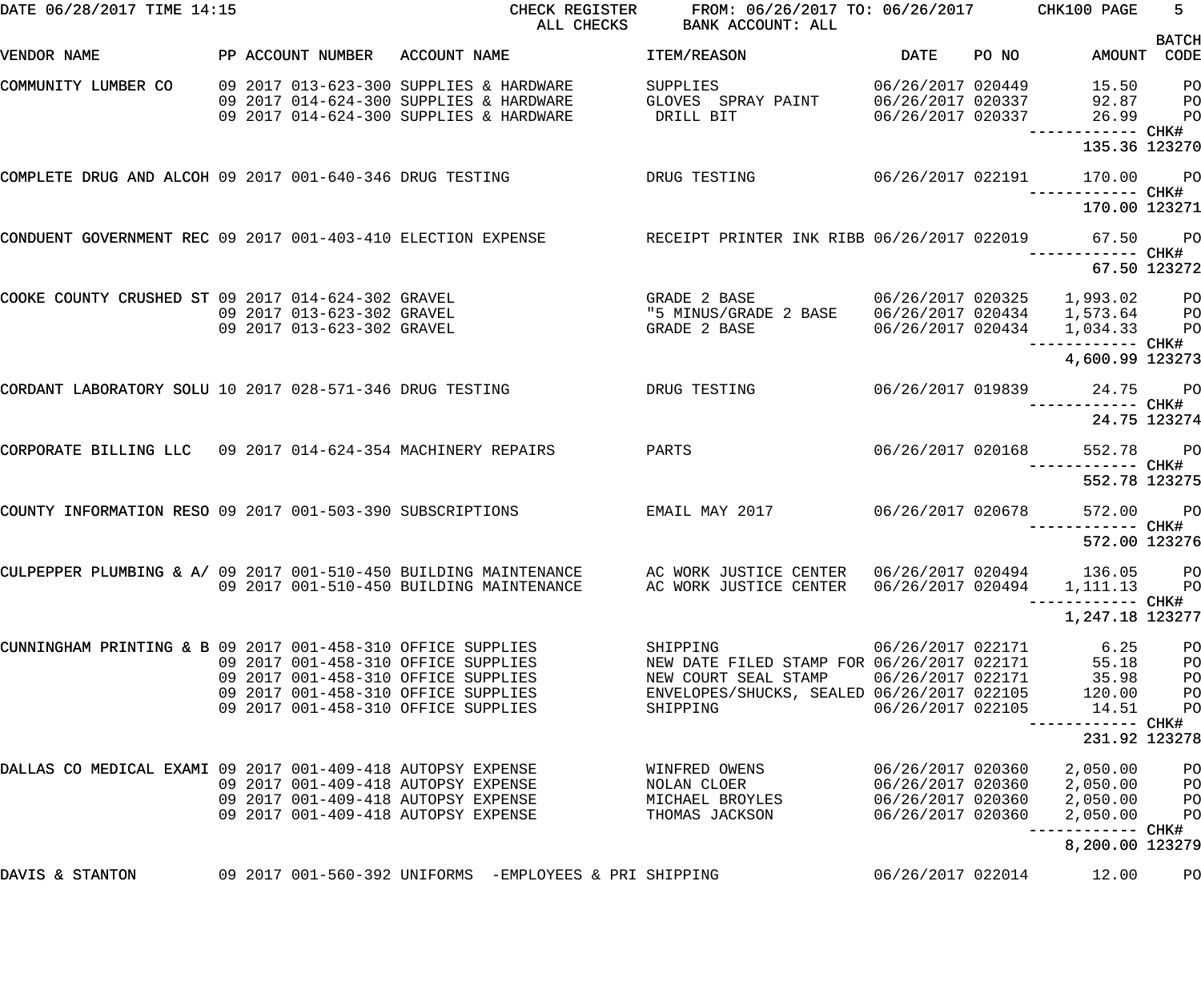DATE 06/28/2017 TIME 14:15 CHECK REGISTER FROM: 06/26/2017 TO: 06/26/2017 CHK100 PAGE 5
ALL CHECKS BANK ACCOUNT: ALL

| VENDOR NAME | PP ACCOUNT NUMBER | ACCOUNT NAME | ITEM/REASON | DATE | PO NO | AMOUNT | BATCH CODE |
|---|---|---|---|---|---|---|---|
| COMMUNITY LUMBER CO | 09 2017 013-623-300 | SUPPLIES & HARDWARE | SUPPLIES | 06/26/2017 | 020449 | 15.50 | PO |
| | 09 2017 014-624-300 | SUPPLIES & HARDWARE | GLOVES SPRAY PAINT | 06/26/2017 | 020337 | 92.87 | PO |
| | 09 2017 014-624-300 | SUPPLIES & HARDWARE | DRILL BIT | 06/26/2017 | 020337 | 26.99 | PO |
| | | | | | | ------------ | CHK# |
| | | | | | | 135.36 | 123270 |
| COMPLETE DRUG AND ALCOH | 09 2017 001-640-346 | DRUG TESTING | DRUG TESTING | 06/26/2017 | 022191 | 170.00 | PO |
| | | | | | | ------------ | CHK# |
| | | | | | | 170.00 | 123271 |
| CONDUENT GOVERNMENT REC | 09 2017 001-403-410 | ELECTION EXPENSE | RECEIPT PRINTER INK RIBB | 06/26/2017 | 022019 | 67.50 | PO |
| | | | | | | ------------ | CHK# |
| | | | | | | 67.50 | 123272 |
| COOKE COUNTY CRUSHED ST | 09 2017 014-624-302 | GRAVEL | GRADE 2 BASE | 06/26/2017 | 020325 | 1,993.02 | PO |
| | 09 2017 013-623-302 | GRAVEL | "5 MINUS/GRADE 2 BASE | 06/26/2017 | 020434 | 1,573.64 | PO |
| | 09 2017 013-623-302 | GRAVEL | GRADE 2 BASE | 06/26/2017 | 020434 | 1,034.33 | PO |
| | | | | | | ------------ | CHK# |
| | | | | | | 4,600.99 | 123273 |
| CORDANT LABORATORY SOLU | 10 2017 028-571-346 | DRUG TESTING | DRUG TESTING | 06/26/2017 | 019839 | 24.75 | PO |
| | | | | | | ------------ | CHK# |
| | | | | | | 24.75 | 123274 |
| CORPORATE BILLING LLC | 09 2017 014-624-354 | MACHINERY REPAIRS | PARTS | 06/26/2017 | 020168 | 552.78 | PO |
| | | | | | | ------------ | CHK# |
| | | | | | | 552.78 | 123275 |
| COUNTY INFORMATION RESO | 09 2017 001-503-390 | SUBSCRIPTIONS | EMAIL MAY 2017 | 06/26/2017 | 020678 | 572.00 | PO |
| | | | | | | ------------ | CHK# |
| | | | | | | 572.00 | 123276 |
| CULPEPPER PLUMBING & A/ | 09 2017 001-510-450 | BUILDING MAINTENANCE | AC WORK JUSTICE CENTER | 06/26/2017 | 020494 | 136.05 | PO |
| | 09 2017 001-510-450 | BUILDING MAINTENANCE | AC WORK JUSTICE CENTER | 06/26/2017 | 020494 | 1,111.13 | PO |
| | | | | | | ------------ | CHK# |
| | | | | | | 1,247.18 | 123277 |
| CUNNINGHAM PRINTING & B | 09 2017 001-458-310 | OFFICE SUPPLIES | SHIPPING | 06/26/2017 | 022171 | 6.25 | PO |
| | 09 2017 001-458-310 | OFFICE SUPPLIES | NEW DATE FILED STAMP FOR | 06/26/2017 | 022171 | 55.18 | PO |
| | 09 2017 001-458-310 | OFFICE SUPPLIES | NEW COURT SEAL STAMP | 06/26/2017 | 022171 | 35.98 | PO |
| | 09 2017 001-458-310 | OFFICE SUPPLIES | ENVELOPES/SHUCKS, SEALED | 06/26/2017 | 022105 | 120.00 | PO |
| | 09 2017 001-458-310 | OFFICE SUPPLIES | SHIPPING | 06/26/2017 | 022105 | 14.51 | PO |
| | | | | | | ------------ | CHK# |
| | | | | | | 231.92 | 123278 |
| DALLAS CO MEDICAL EXAMI | 09 2017 001-409-418 | AUTOPSY EXPENSE | WINFRED OWENS | 06/26/2017 | 020360 | 2,050.00 | PO |
| | 09 2017 001-409-418 | AUTOPSY EXPENSE | NOLAN CLOER | 06/26/2017 | 020360 | 2,050.00 | PO |
| | 09 2017 001-409-418 | AUTOPSY EXPENSE | MICHAEL BROYLES | 06/26/2017 | 020360 | 2,050.00 | PO |
| | 09 2017 001-409-418 | AUTOPSY EXPENSE | THOMAS JACKSON | 06/26/2017 | 020360 | 2,050.00 | PO |
| | | | | | | ------------ | CHK# |
| | | | | | | 8,200.00 | 123279 |
| DAVIS & STANTON | 09 2017 001-560-392 | UNIFORMS -EMPLOYEES & PRI | SHIPPING | 06/26/2017 | 022014 | 12.00 | PO |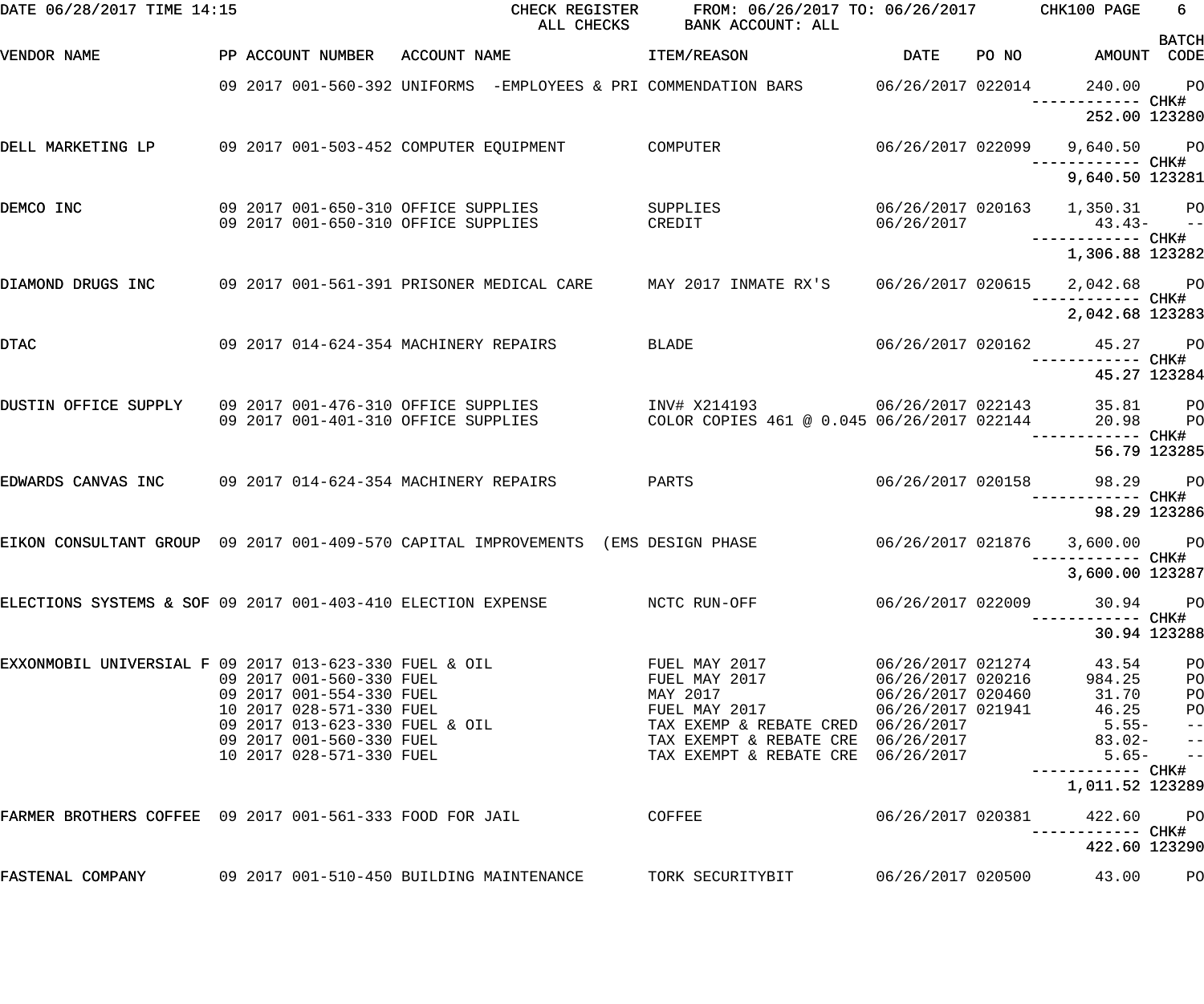DATE 06/28/2017 TIME 14:15 CHECK REGISTER FROM: 06/26/2017 TO: 06/26/2017 CHK100 PAGE 6
ALL CHECKS BANK ACCOUNT: ALL

| VENDOR NAME | PP ACCOUNT NUMBER | ACCOUNT NAME | ITEM/REASON | DATE | PO NO | AMOUNT | BATCH CODE |
|---|---|---|---|---|---|---|---|
| | 09 2017 001-560-392 | UNIFORMS -EMPLOYEES & PRI | COMMENDATION BARS | 06/26/2017 | 022014 | 240.00 | PO |
| | | | | | | ------------ | CHK# |
| | | | | | | 252.00 | 123280 |
| DELL MARKETING LP | 09 2017 001-503-452 | COMPUTER EQUIPMENT | COMPUTER | 06/26/2017 | 022099 | 9,640.50 | PO |
| | | | | | | ------------ | CHK# |
| | | | | | | 9,640.50 | 123281 |
| DEMCO INC | 09 2017 001-650-310 | OFFICE SUPPLIES | SUPPLIES | 06/26/2017 | 020163 | 1,350.31 | PO |
| | 09 2017 001-650-310 | OFFICE SUPPLIES | CREDIT | 06/26/2017 | | 43.43- | -- |
| | | | | | | ------------ | CHK# |
| | | | | | | 1,306.88 | 123282 |
| DIAMOND DRUGS INC | 09 2017 001-561-391 | PRISONER MEDICAL CARE | MAY 2017 INMATE RX'S | 06/26/2017 | 020615 | 2,042.68 | PO |
| | | | | | | ------------ | CHK# |
| | | | | | | 2,042.68 | 123283 |
| DTAC | 09 2017 014-624-354 | MACHINERY REPAIRS | BLADE | 06/26/2017 | 020162 | 45.27 | PO |
| | | | | | | ------------ | CHK# |
| | | | | | | 45.27 | 123284 |
| DUSTIN OFFICE SUPPLY | 09 2017 001-476-310 | OFFICE SUPPLIES | INV# X214193 | 06/26/2017 | 022143 | 35.81 | PO |
| | 09 2017 001-401-310 | OFFICE SUPPLIES | COLOR COPIES 461 @ 0.045 | 06/26/2017 | 022144 | 20.98 | PO |
| | | | | | | ------------ | CHK# |
| | | | | | | 56.79 | 123285 |
| EDWARDS CANVAS INC | 09 2017 014-624-354 | MACHINERY REPAIRS | PARTS | 06/26/2017 | 020158 | 98.29 | PO |
| | | | | | | ------------ | CHK# |
| | | | | | | 98.29 | 123286 |
| EIKON CONSULTANT GROUP | 09 2017 001-409-570 | CAPITAL IMPROVEMENTS (EMS | DESIGN PHASE | 06/26/2017 | 021876 | 3,600.00 | PO |
| | | | | | | ------------ | CHK# |
| | | | | | | 3,600.00 | 123287 |
| ELECTIONS SYSTEMS & SOF | 09 2017 001-403-410 | ELECTION EXPENSE | NCTC RUN-OFF | 06/26/2017 | 022009 | 30.94 | PO |
| | | | | | | ------------ | CHK# |
| | | | | | | 30.94 | 123288 |
| EXXONMOBIL UNIVERSIAL F | 09 2017 013-623-330 | FUEL & OIL | FUEL MAY 2017 | 06/26/2017 | 021274 | 43.54 | PO |
| | 09 2017 001-560-330 | FUEL | FUEL MAY 2017 | 06/26/2017 | 020216 | 984.25 | PO |
| | 09 2017 001-554-330 | FUEL | MAY 2017 | 06/26/2017 | 020460 | 31.70 | PO |
| | 10 2017 028-571-330 | FUEL | FUEL MAY 2017 | 06/26/2017 | 021941 | 46.25 | PO |
| | 09 2017 013-623-330 | FUEL & OIL | TAX EXEMP & REBATE CRED | 06/26/2017 | | 5.55- | -- |
| | 09 2017 001-560-330 | FUEL | TAX EXEMPT & REBATE CRE | 06/26/2017 | | 83.02- | -- |
| | 10 2017 028-571-330 | FUEL | TAX EXEMPT & REBATE CRE | 06/26/2017 | | 5.65- | -- |
| | | | | | | ------------ | CHK# |
| | | | | | | 1,011.52 | 123289 |
| FARMER BROTHERS COFFEE | 09 2017 001-561-333 | FOOD FOR JAIL | COFFEE | 06/26/2017 | 020381 | 422.60 | PO |
| | | | | | | ------------ | CHK# |
| | | | | | | 422.60 | 123290 |
| FASTENAL COMPANY | 09 2017 001-510-450 | BUILDING MAINTENANCE | TORK SECURITYBIT | 06/26/2017 | 020500 | 43.00 | PO |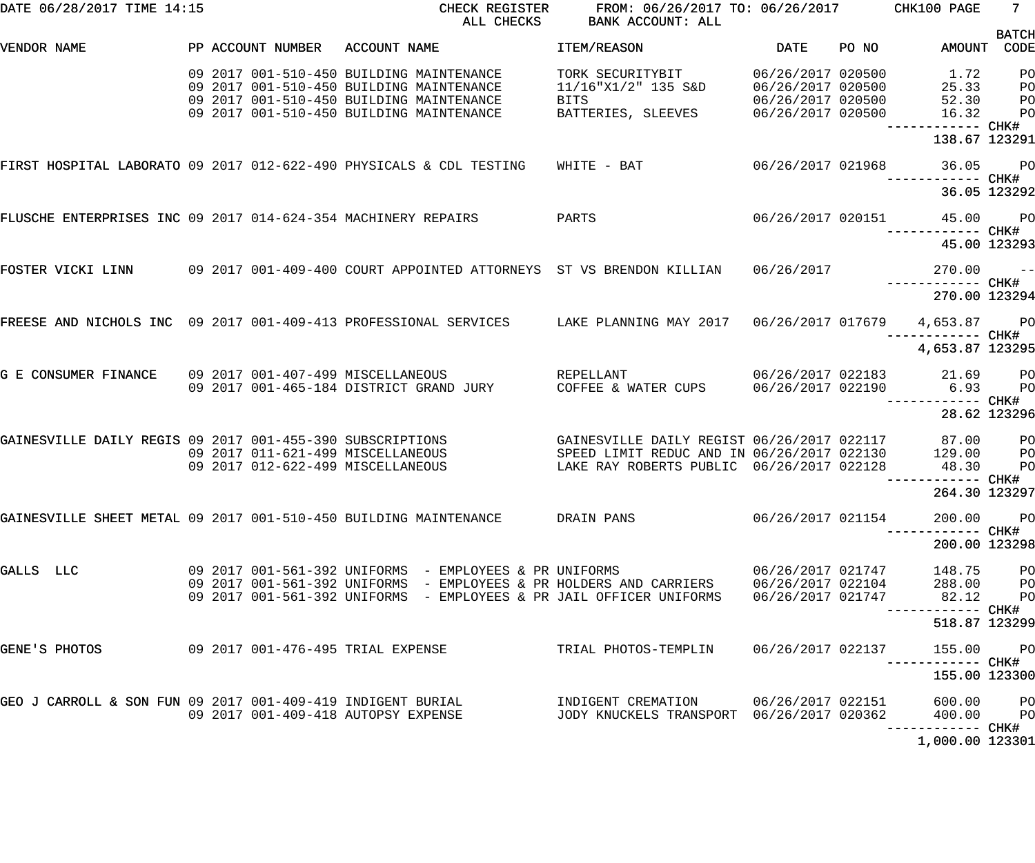DATE 06/28/2017 TIME 14:15 — CHECK REGISTER — ALL CHECKS — FROM: 06/26/2017 TO: 06/26/2017 — BANK ACCOUNT: ALL — CHK100

| VENDOR NAME | PP | ACCOUNT NUMBER | ACCOUNT NAME | ITEM/REASON | DATE | PO NO | AMOUNT | BATCH CODE |
|---|---|---|---|---|---|---|---|---|
| | 09 2017 | 001-510-450 | BUILDING MAINTENANCE | TORK SECURITYBIT | 06/26/2017 | 020500 | 1.72 | PO |
| | 09 2017 | 001-510-450 | BUILDING MAINTENANCE | 11/16"X1/2" 135 S&D | 06/26/2017 | 020500 | 25.33 | PO |
| | 09 2017 | 001-510-450 | BUILDING MAINTENANCE | BITS | 06/26/2017 | 020500 | 52.30 | PO |
| | 09 2017 | 001-510-450 | BUILDING MAINTENANCE | BATTERIES, SLEEVES | 06/26/2017 | 020500 | 16.32 | PO |
| | | | | | | | 138.67 | CHK# 123291 |
| FIRST HOSPITAL LABORATO | 09 2017 | 012-622-490 | PHYSICALS & CDL TESTING | WHITE - BAT | 06/26/2017 | 021968 | 36.05 | PO |
| | | | | | | | 36.05 | CHK# 123292 |
| FLUSCHE ENTERPRISES INC | 09 2017 | 014-624-354 | MACHINERY REPAIRS | PARTS | 06/26/2017 | 020151 | 45.00 | PO |
| | | | | | | | 45.00 | CHK# 123293 |
| FOSTER VICKI LINN | 09 2017 | 001-409-400 | COURT APPOINTED ATTORNEYS | ST VS BRENDON KILLIAN | 06/26/2017 | | 270.00 | -- |
| | | | | | | | 270.00 | CHK# 123294 |
| FREESE AND NICHOLS INC | 09 2017 | 001-409-413 | PROFESSIONAL SERVICES | LAKE PLANNING MAY 2017 | 06/26/2017 | 017679 | 4,653.87 | PO |
| | | | | | | | 4,653.87 | CHK# 123295 |
| G E CONSUMER FINANCE | 09 2017 | 001-407-499 | MISCELLANEOUS | REPELLANT | 06/26/2017 | 022183 | 21.69 | PO |
| | 09 2017 | 001-465-184 | DISTRICT GRAND JURY | COFFEE & WATER CUPS | 06/26/2017 | 022190 | 6.93 | PO |
| | | | | | | | 28.62 | CHK# 123296 |
| GAINESVILLE DAILY REGIS | 09 2017 | 001-455-390 | SUBSCRIPTIONS | GAINESVILLE DAILY REGIST | 06/26/2017 | 022117 | 87.00 | PO |
| | 09 2017 | 011-621-499 | MISCELLANEOUS | SPEED LIMIT REDUC AND IN | 06/26/2017 | 022130 | 129.00 | PO |
| | 09 2017 | 012-622-499 | MISCELLANEOUS | LAKE RAY ROBERTS PUBLIC | 06/26/2017 | 022128 | 48.30 | PO |
| | | | | | | | 264.30 | CHK# 123297 |
| GAINESVILLE SHEET METAL | 09 2017 | 001-510-450 | BUILDING MAINTENANCE | DRAIN PANS | 06/26/2017 | 021154 | 200.00 | PO |
| | | | | | | | 200.00 | CHK# 123298 |
| GALLS LLC | 09 2017 | 001-561-392 | UNIFORMS - EMPLOYEES & PR | UNIFORMS | 06/26/2017 | 021747 | 148.75 | PO |
| | 09 2017 | 001-561-392 | UNIFORMS - EMPLOYEES & PR | HOLDERS AND CARRIERS | 06/26/2017 | 022104 | 288.00 | PO |
| | 09 2017 | 001-561-392 | UNIFORMS - EMPLOYEES & PR | JAIL OFFICER UNIFORMS | 06/26/2017 | 021747 | 82.12 | PO |
| | | | | | | | 518.87 | CHK# 123299 |
| GENE'S PHOTOS | 09 2017 | 001-476-495 | TRIAL EXPENSE | TRIAL PHOTOS-TEMPLIN | 06/26/2017 | 022137 | 155.00 | PO |
| | | | | | | | 155.00 | CHK# 123300 |
| GEO J CARROLL & SON FUN | 09 2017 | 001-409-419 | INDIGENT BURIAL | INDIGENT CREMATION | 06/26/2017 | 022151 | 600.00 | PO |
| | 09 2017 | 001-409-418 | AUTOPSY EXPENSE | JODY KNUCKELS TRANSPORT | 06/26/2017 | 020362 | 400.00 | PO |
| | | | | | | | 1,000.00 | CHK# 123301 |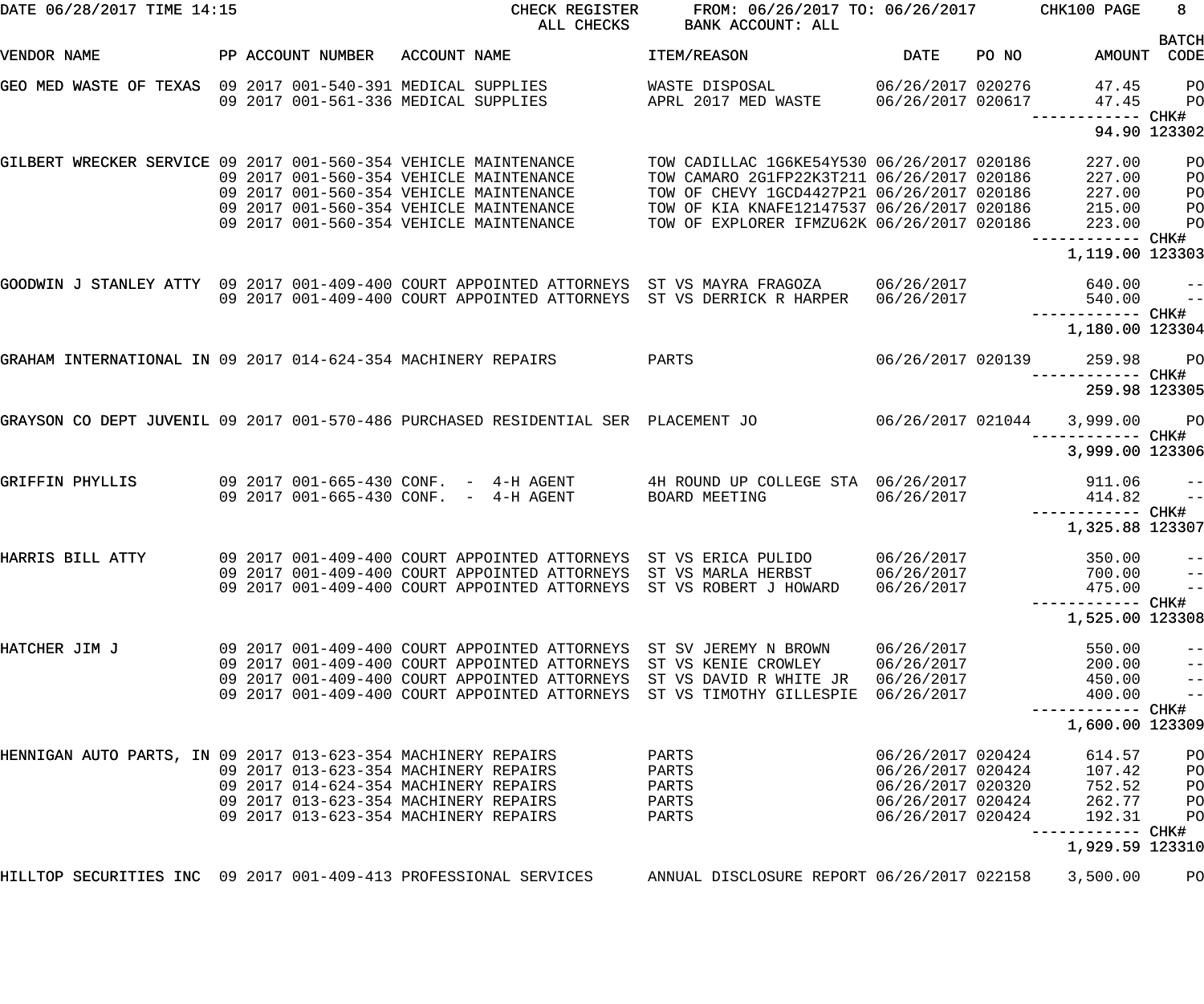DATE 06/28/2017 TIME 14:15 CHECK REGISTER ALL CHECKS FROM: 06/26/2017 TO: 06/26/2017 BANK ACCOUNT: ALL CHK100 PAGE 8

| VENDOR NAME | PP | ACCOUNT NUMBER | ACCOUNT NAME | ITEM/REASON | DATE | PO NO | AMOUNT | BATCH CODE |
|---|---|---|---|---|---|---|---|---|
| GEO MED WASTE OF TEXAS | 09 2017 | 001-540-391 | MEDICAL SUPPLIES | WASTE DISPOSAL | 06/26/2017 | 020276 | 47.45 | PO |
| | 09 2017 | 001-561-336 | MEDICAL SUPPLIES | APRL 2017 MED WASTE | 06/26/2017 | 020617 | 47.45 | PO |
| | | | | | | | 94.90 | CHK# 123302 |
| GILBERT WRECKER SERVICE | 09 2017 | 001-560-354 | VEHICLE MAINTENANCE | TOW CADILLAC 1G6KE54Y530 | 06/26/2017 | 020186 | 227.00 | PO |
| | 09 2017 | 001-560-354 | VEHICLE MAINTENANCE | TOW CAMARO 2G1FP22K3T211 | 06/26/2017 | 020186 | 227.00 | PO |
| | 09 2017 | 001-560-354 | VEHICLE MAINTENANCE | TOW OF CHEVY 1GCD4427P21 | 06/26/2017 | 020186 | 227.00 | PO |
| | 09 2017 | 001-560-354 | VEHICLE MAINTENANCE | TOW OF KIA KNAFE12147537 | 06/26/2017 | 020186 | 215.00 | PO |
| | 09 2017 | 001-560-354 | VEHICLE MAINTENANCE | TOW OF EXPLORER IFMZU62K | 06/26/2017 | 020186 | 223.00 | PO |
| | | | | | | | 1,119.00 | CHK# 123303 |
| GOODWIN J STANLEY ATTY | 09 2017 | 001-409-400 | COURT APPOINTED ATTORNEYS | ST VS MAYRA FRAGOZA | 06/26/2017 | | 640.00 | -- |
| | 09 2017 | 001-409-400 | COURT APPOINTED ATTORNEYS | ST VS DERRICK R HARPER | 06/26/2017 | | 540.00 | -- |
| | | | | | | | 1,180.00 | CHK# 123304 |
| GRAHAM INTERNATIONAL IN | 09 2017 | 014-624-354 | MACHINERY REPAIRS | PARTS | 06/26/2017 | 020139 | 259.98 | PO |
| | | | | | | | 259.98 | CHK# 123305 |
| GRAYSON CO DEPT JUVENIL | 09 2017 | 001-570-486 | PURCHASED RESIDENTIAL SER | PLACEMENT JO | 06/26/2017 | 021044 | 3,999.00 | PO |
| | | | | | | | 3,999.00 | CHK# 123306 |
| GRIFFIN PHYLLIS | 09 2017 | 001-665-430 | CONF. - 4-H AGENT | 4H ROUND UP COLLEGE STA | 06/26/2017 | | 911.06 | -- |
| | 09 2017 | 001-665-430 | CONF. - 4-H AGENT | BOARD MEETING | 06/26/2017 | | 414.82 | -- |
| | | | | | | | 1,325.88 | CHK# 123307 |
| HARRIS BILL ATTY | 09 2017 | 001-409-400 | COURT APPOINTED ATTORNEYS | ST VS ERICA PULIDO | 06/26/2017 | | 350.00 | -- |
| | 09 2017 | 001-409-400 | COURT APPOINTED ATTORNEYS | ST VS MARLA HERBST | 06/26/2017 | | 700.00 | -- |
| | 09 2017 | 001-409-400 | COURT APPOINTED ATTORNEYS | ST VS ROBERT J HOWARD | 06/26/2017 | | 475.00 | -- |
| | | | | | | | 1,525.00 | CHK# 123308 |
| HATCHER JIM J | 09 2017 | 001-409-400 | COURT APPOINTED ATTORNEYS | ST SV JEREMY N BROWN | 06/26/2017 | | 550.00 | -- |
| | 09 2017 | 001-409-400 | COURT APPOINTED ATTORNEYS | ST VS KENIE CROWLEY | 06/26/2017 | | 200.00 | -- |
| | 09 2017 | 001-409-400 | COURT APPOINTED ATTORNEYS | ST VS DAVID R WHITE JR | 06/26/2017 | | 450.00 | -- |
| | 09 2017 | 001-409-400 | COURT APPOINTED ATTORNEYS | ST VS TIMOTHY GILLESPIE | 06/26/2017 | | 400.00 | -- |
| | | | | | | | 1,600.00 | CHK# 123309 |
| HENNIGAN AUTO PARTS, IN | 09 2017 | 013-623-354 | MACHINERY REPAIRS | PARTS | 06/26/2017 | 020424 | 614.57 | PO |
| | 09 2017 | 013-623-354 | MACHINERY REPAIRS | PARTS | 06/26/2017 | 020424 | 107.42 | PO |
| | 09 2017 | 014-624-354 | MACHINERY REPAIRS | PARTS | 06/26/2017 | 020320 | 752.52 | PO |
| | 09 2017 | 013-623-354 | MACHINERY REPAIRS | PARTS | 06/26/2017 | 020424 | 262.77 | PO |
| | 09 2017 | 013-623-354 | MACHINERY REPAIRS | PARTS | 06/26/2017 | 020424 | 192.31 | PO |
| | | | | | | | 1,929.59 | CHK# 123310 |
| HILLTOP SECURITIES INC | 09 2017 | 001-409-413 | PROFESSIONAL SERVICES | ANNUAL DISCLOSURE REPORT | 06/26/2017 | 022158 | 3,500.00 | PO |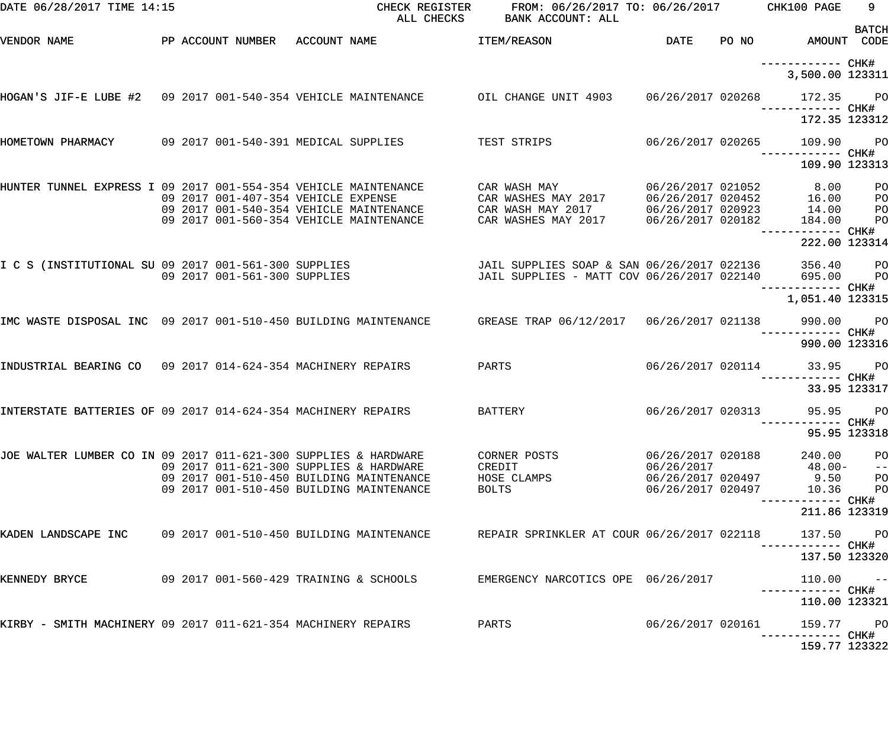DATE 06/28/2017 TIME 14:15 CHECK REGISTER ALL CHECKS FROM: 06/26/2017 TO: 06/26/2017 BANK ACCOUNT: ALL CHK100

| VENDOR NAME | PP | ACCOUNT NUMBER | ACCOUNT NAME | ITEM/REASON | DATE | PO NO | AMOUNT | BATCH CODE |
|---|---|---|---|---|---|---|---|---|
| | | | | | | | ------------ | CHK# |
| | | | | | | | 3,500.00 | 123311 |
| HOGAN'S JIF-E LUBE #2 | 09 2017 | 001-540-354 | VEHICLE MAINTENANCE | OIL CHANGE UNIT 4903 | 06/26/2017 | 020268 | 172.35 | PO |
| | | | | | | | ------------ | CHK# |
| | | | | | | | 172.35 | 123312 |
| HOMETOWN PHARMACY | 09 2017 | 001-540-391 | MEDICAL SUPPLIES | TEST STRIPS | 06/26/2017 | 020265 | 109.90 | PO |
| | | | | | | | ------------ | CHK# |
| | | | | | | | 109.90 | 123313 |
| HUNTER TUNNEL EXPRESS I | 09 2017 | 001-554-354 | VEHICLE MAINTENANCE | CAR WASH MAY | 06/26/2017 | 021052 | 8.00 | PO |
| | 09 2017 | 001-407-354 | VEHICLE EXPENSE | CAR WASHES MAY 2017 | 06/26/2017 | 020452 | 16.00 | PO |
| | 09 2017 | 001-540-354 | VEHICLE MAINTENANCE | CAR WASH MAY 2017 | 06/26/2017 | 020923 | 14.00 | PO |
| | 09 2017 | 001-560-354 | VEHICLE MAINTENANCE | CAR WASHES MAY 2017 | 06/26/2017 | 020182 | 184.00 | PO |
| | | | | | | | ------------ | CHK# |
| | | | | | | | 222.00 | 123314 |
| I C S (INSTITUTIONAL SU | 09 2017 | 001-561-300 | SUPPLIES | JAIL SUPPLIES SOAP & SAN | 06/26/2017 | 022136 | 356.40 | PO |
| | 09 2017 | 001-561-300 | SUPPLIES | JAIL SUPPLIES - MATT COV | 06/26/2017 | 022140 | 695.00 | PO |
| | | | | | | | ------------ | CHK# |
| | | | | | | | 1,051.40 | 123315 |
| IMC WASTE DISPOSAL INC | 09 2017 | 001-510-450 | BUILDING MAINTENANCE | GREASE TRAP 06/12/2017 | 06/26/2017 | 021138 | 990.00 | PO |
| | | | | | | | ------------ | CHK# |
| | | | | | | | 990.00 | 123316 |
| INDUSTRIAL BEARING CO | 09 2017 | 014-624-354 | MACHINERY REPAIRS | PARTS | 06/26/2017 | 020114 | 33.95 | PO |
| | | | | | | | ------------ | CHK# |
| | | | | | | | 33.95 | 123317 |
| INTERSTATE BATTERIES OF | 09 2017 | 014-624-354 | MACHINERY REPAIRS | BATTERY | 06/26/2017 | 020313 | 95.95 | PO |
| | | | | | | | ------------ | CHK# |
| | | | | | | | 95.95 | 123318 |
| JOE WALTER LUMBER CO IN | 09 2017 | 011-621-300 | SUPPLIES & HARDWARE | CORNER POSTS | 06/26/2017 | 020188 | 240.00 | PO |
| | 09 2017 | 011-621-300 | SUPPLIES & HARDWARE | CREDIT | 06/26/2017 | | 48.00- | -- |
| | 09 2017 | 001-510-450 | BUILDING MAINTENANCE | HOSE CLAMPS | 06/26/2017 | 020497 | 9.50 | PO |
| | 09 2017 | 001-510-450 | BUILDING MAINTENANCE | BOLTS | 06/26/2017 | 020497 | 10.36 | PO |
| | | | | | | | ------------ | CHK# |
| | | | | | | | 211.86 | 123319 |
| KADEN LANDSCAPE INC | 09 2017 | 001-510-450 | BUILDING MAINTENANCE | REPAIR SPRINKLER AT COUR | 06/26/2017 | 022118 | 137.50 | PO |
| | | | | | | | ------------ | CHK# |
| | | | | | | | 137.50 | 123320 |
| KENNEDY BRYCE | 09 2017 | 001-560-429 | TRAINING & SCHOOLS | EMERGENCY NARCOTICS OPE | 06/26/2017 | | 110.00 | -- |
| | | | | | | | ------------ | CHK# |
| | | | | | | | 110.00 | 123321 |
| KIRBY - SMITH MACHINERY | 09 2017 | 011-621-354 | MACHINERY REPAIRS | PARTS | 06/26/2017 | 020161 | 159.77 | PO |
| | | | | | | | ------------ | CHK# |
| | | | | | | | 159.77 | 123322 |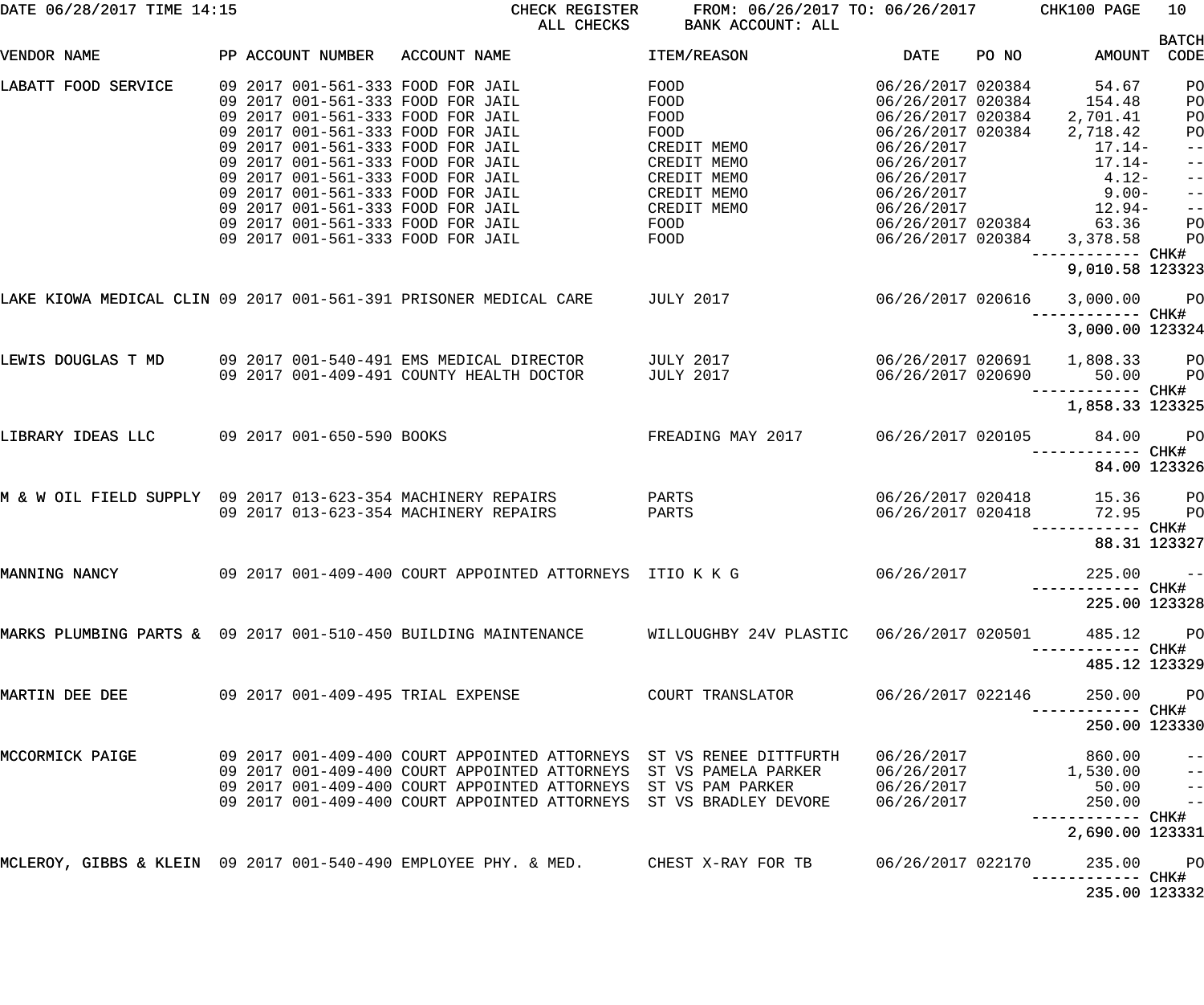DATE 06/28/2017 TIME 14:15 CHECK REGISTER FROM: 06/26/2017 TO: 06/26/2017 CHK100 PAGE 10

ALL CHECKS BANK ACCOUNT: ALL

| VENDOR NAME | PP | ACCOUNT NUMBER | ACCOUNT NAME | ITEM/REASON | DATE | PO NO | AMOUNT | BATCH CODE |
|---|---|---|---|---|---|---|---|---|
| LABATT FOOD SERVICE | 09 2017 | 001-561-333 | FOOD FOR JAIL | FOOD | 06/26/2017 | 020384 | 54.67 | PO |
| | 09 2017 | 001-561-333 | FOOD FOR JAIL | FOOD | 06/26/2017 | 020384 | 154.48 | PO |
| | 09 2017 | 001-561-333 | FOOD FOR JAIL | FOOD | 06/26/2017 | 020384 | 2,701.41 | PO |
| | 09 2017 | 001-561-333 | FOOD FOR JAIL | FOOD | 06/26/2017 | 020384 | 2,718.42 | PO |
| | 09 2017 | 001-561-333 | FOOD FOR JAIL | CREDIT MEMO | 06/26/2017 | | 17.14- | -- |
| | 09 2017 | 001-561-333 | FOOD FOR JAIL | CREDIT MEMO | 06/26/2017 | | 17.14- | -- |
| | 09 2017 | 001-561-333 | FOOD FOR JAIL | CREDIT MEMO | 06/26/2017 | | 4.12- | -- |
| | 09 2017 | 001-561-333 | FOOD FOR JAIL | CREDIT MEMO | 06/26/2017 | | 9.00- | -- |
| | 09 2017 | 001-561-333 | FOOD FOR JAIL | CREDIT MEMO | 06/26/2017 | | 12.94- | -- |
| | 09 2017 | 001-561-333 | FOOD FOR JAIL | FOOD | 06/26/2017 | 020384 | 63.36 | PO |
| | 09 2017 | 001-561-333 | FOOD FOR JAIL | FOOD | 06/26/2017 | 020384 | 3,378.58 | PO |
| | | | | | | | 9,010.58 | CHK# 123323 |
| LAKE KIOWA MEDICAL CLIN | 09 2017 | 001-561-391 | PRISONER MEDICAL CARE | JULY 2017 | 06/26/2017 | 020616 | 3,000.00 | PO |
| | | | | | | | 3,000.00 | CHK# 123324 |
| LEWIS DOUGLAS T MD | 09 2017 | 001-540-491 | EMS MEDICAL DIRECTOR | JULY 2017 | 06/26/2017 | 020691 | 1,808.33 | PO |
| | 09 2017 | 001-409-491 | COUNTY HEALTH DOCTOR | JULY 2017 | 06/26/2017 | 020690 | 50.00 | PO |
| | | | | | | | 1,858.33 | CHK# 123325 |
| LIBRARY IDEAS LLC | 09 2017 | 001-650-590 | BOOKS | FREADING MAY 2017 | 06/26/2017 | 020105 | 84.00 | PO |
| | | | | | | | 84.00 | CHK# 123326 |
| M & W OIL FIELD SUPPLY | 09 2017 | 013-623-354 | MACHINERY REPAIRS | PARTS | 06/26/2017 | 020418 | 15.36 | PO |
| | 09 2017 | 013-623-354 | MACHINERY REPAIRS | PARTS | 06/26/2017 | 020418 | 72.95 | PO |
| | | | | | | | 88.31 | CHK# 123327 |
| MANNING NANCY | 09 2017 | 001-409-400 | COURT APPOINTED ATTORNEYS | ITIO K K G | 06/26/2017 | | 225.00 | -- |
| | | | | | | | 225.00 | CHK# 123328 |
| MARKS PLUMBING PARTS & | 09 2017 | 001-510-450 | BUILDING MAINTENANCE | WILLOUGHBY 24V PLASTIC | 06/26/2017 | 020501 | 485.12 | PO |
| | | | | | | | 485.12 | CHK# 123329 |
| MARTIN DEE DEE | 09 2017 | 001-409-495 | TRIAL EXPENSE | COURT TRANSLATOR | 06/26/2017 | 022146 | 250.00 | PO |
| | | | | | | | 250.00 | CHK# 123330 |
| MCCORMICK PAIGE | 09 2017 | 001-409-400 | COURT APPOINTED ATTORNEYS | ST VS RENEE DITTFURTH | 06/26/2017 | | 860.00 | -- |
| | 09 2017 | 001-409-400 | COURT APPOINTED ATTORNEYS | ST VS PAMELA PARKER | 06/26/2017 | | 1,530.00 | -- |
| | 09 2017 | 001-409-400 | COURT APPOINTED ATTORNEYS | ST VS PAM PARKER | 06/26/2017 | | 50.00 | -- |
| | 09 2017 | 001-409-400 | COURT APPOINTED ATTORNEYS | ST VS BRADLEY DEVORE | 06/26/2017 | | 250.00 | -- |
| | | | | | | | 2,690.00 | CHK# 123331 |
| MCLEROY, GIBBS & KLEIN | 09 2017 | 001-540-490 | EMPLOYEE PHY. & MED. | CHEST X-RAY FOR TB | 06/26/2017 | 022170 | 235.00 | PO |
| | | | | | | | 235.00 | CHK# 123332 |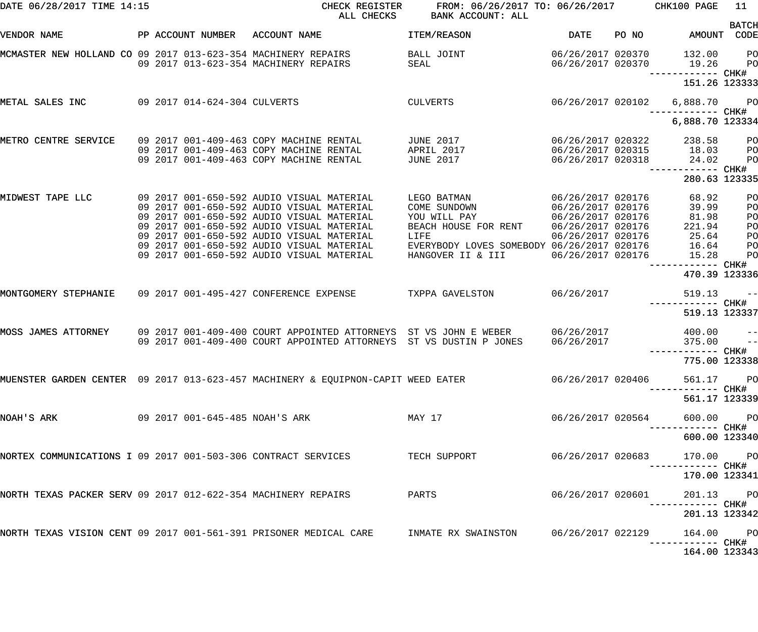DATE 06/28/2017 TIME 14:15 CHECK REGISTER FROM: 06/26/2017 TO: 06/26/2017 CHK100 PAGE 11
ALL CHECKS BANK ACCOUNT: ALL

| VENDOR NAME | PP ACCOUNT NUMBER | ACCOUNT NAME | ITEM/REASON | DATE | PO NO | AMOUNT | BATCH CODE |
|---|---|---|---|---|---|---|---|
| MCMASTER NEW HOLLAND CO | 09 2017 013-623-354 | MACHINERY REPAIRS | BALL JOINT | 06/26/2017 | 020370 | 132.00 | PO |
| | 09 2017 013-623-354 | MACHINERY REPAIRS | SEAL | 06/26/2017 | 020370 | 19.26 | PO |
| | | | | | | 151.26 | CHK# 123333 |
| METAL SALES INC | 09 2017 014-624-304 | CULVERTS | CULVERTS | 06/26/2017 | 020102 | 6,888.70 | PO |
| | | | | | | 6,888.70 | CHK# 123334 |
| METRO CENTRE SERVICE | 09 2017 001-409-463 | COPY MACHINE RENTAL | JUNE 2017 | 06/26/2017 | 020322 | 238.58 | PO |
| | 09 2017 001-409-463 | COPY MACHINE RENTAL | APRIL 2017 | 06/26/2017 | 020315 | 18.03 | PO |
| | 09 2017 001-409-463 | COPY MACHINE RENTAL | JUNE 2017 | 06/26/2017 | 020318 | 24.02 | PO |
| | | | | | | 280.63 | CHK# 123335 |
| MIDWEST TAPE LLC | 09 2017 001-650-592 | AUDIO VISUAL MATERIAL | LEGO BATMAN | 06/26/2017 | 020176 | 68.92 | PO |
| | 09 2017 001-650-592 | AUDIO VISUAL MATERIAL | COME SUNDOWN | 06/26/2017 | 020176 | 39.99 | PO |
| | 09 2017 001-650-592 | AUDIO VISUAL MATERIAL | YOU WILL PAY | 06/26/2017 | 020176 | 81.98 | PO |
| | 09 2017 001-650-592 | AUDIO VISUAL MATERIAL | BEACH HOUSE FOR RENT | 06/26/2017 | 020176 | 221.94 | PO |
| | 09 2017 001-650-592 | AUDIO VISUAL MATERIAL | LIFE | 06/26/2017 | 020176 | 25.64 | PO |
| | 09 2017 001-650-592 | AUDIO VISUAL MATERIAL | EVERYBODY LOVES SOMEBODY | 06/26/2017 | 020176 | 16.64 | PO |
| | 09 2017 001-650-592 | AUDIO VISUAL MATERIAL | HANGOVER II & III | 06/26/2017 | 020176 | 15.28 | PO |
| | | | | | | 470.39 | CHK# 123336 |
| MONTGOMERY STEPHANIE | 09 2017 001-495-427 | CONFERENCE EXPENSE | TXPPA GAVELSTON | 06/26/2017 | | 519.13 | -- |
| | | | | | | 519.13 | CHK# 123337 |
| MOSS JAMES ATTORNEY | 09 2017 001-409-400 | COURT APPOINTED ATTORNEYS | ST VS JOHN E WEBER | 06/26/2017 | | 400.00 | -- |
| | 09 2017 001-409-400 | COURT APPOINTED ATTORNEYS | ST VS DUSTIN P JONES | 06/26/2017 | | 375.00 | -- |
| | | | | | | 775.00 | CHK# 123338 |
| MUENSTER GARDEN CENTER | 09 2017 013-623-457 | MACHINERY & EQUIPNON-CAPIT | WEED EATER | 06/26/2017 | 020406 | 561.17 | PO |
| | | | | | | 561.17 | CHK# 123339 |
| NOAH'S ARK | 09 2017 001-645-485 | NOAH'S ARK | MAY 17 | 06/26/2017 | 020564 | 600.00 | PO |
| | | | | | | 600.00 | CHK# 123340 |
| NORTEX COMMUNICATIONS I | 09 2017 001-503-306 | CONTRACT SERVICES | TECH SUPPORT | 06/26/2017 | 020683 | 170.00 | PO |
| | | | | | | 170.00 | CHK# 123341 |
| NORTH TEXAS PACKER SERV | 09 2017 012-622-354 | MACHINERY REPAIRS | PARTS | 06/26/2017 | 020601 | 201.13 | PO |
| | | | | | | 201.13 | CHK# 123342 |
| NORTH TEXAS VISION CENT | 09 2017 001-561-391 | PRISONER MEDICAL CARE | INMATE RX SWAINSTON | 06/26/2017 | 022129 | 164.00 | PO |
| | | | | | | 164.00 | CHK# 123343 |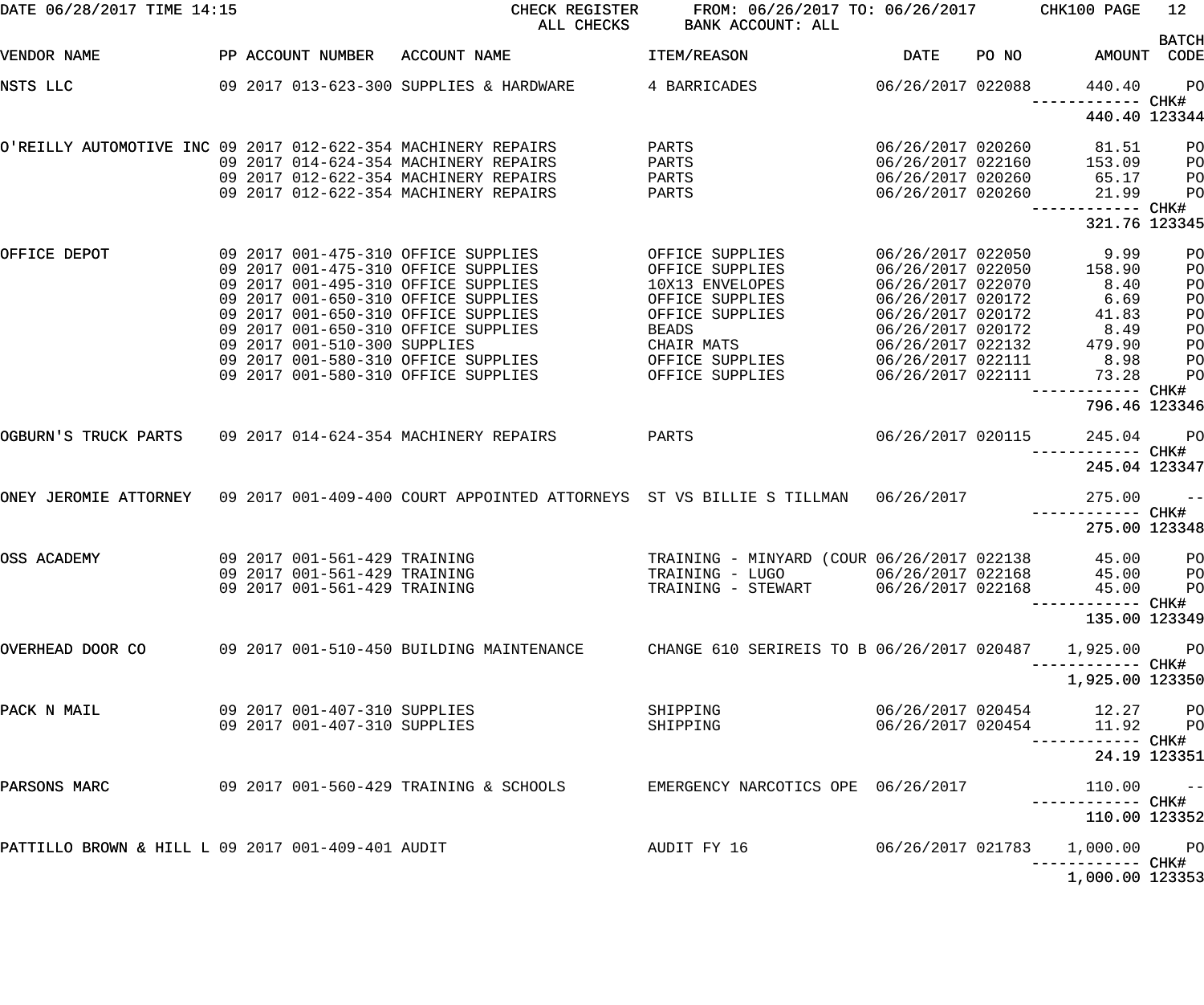DATE 06/28/2017 TIME 14:15 CHECK REGISTER FROM: 06/26/2017 TO: 06/26/2017 CHK100 PAGE 12
ALL CHECKS BANK ACCOUNT: ALL

| VENDOR NAME | PP | ACCOUNT NUMBER | ACCOUNT NAME | ITEM/REASON | DATE | PO NO | AMOUNT | BATCH CODE |
|---|---|---|---|---|---|---|---|---|
| NSTS LLC | 09 | 2017 013-623-300 | SUPPLIES & HARDWARE | 4 BARRICADES | 06/26/2017 | 022088 | 440.40 | PO |
| | | | | | | | 440.40 | CHK# 123344 |
| O'REILLY AUTOMOTIVE INC | 09 | 2017 012-622-354 | MACHINERY REPAIRS | PARTS | 06/26/2017 | 020260 | 81.51 | PO |
| | 09 | 2017 014-624-354 | MACHINERY REPAIRS | PARTS | 06/26/2017 | 022160 | 153.09 | PO |
| | 09 | 2017 012-622-354 | MACHINERY REPAIRS | PARTS | 06/26/2017 | 020260 | 65.17 | PO |
| | 09 | 2017 012-622-354 | MACHINERY REPAIRS | PARTS | 06/26/2017 | 020260 | 21.99 | PO |
| | | | | | | | 321.76 | CHK# 123345 |
| OFFICE DEPOT | 09 | 2017 001-475-310 | OFFICE SUPPLIES | OFFICE SUPPLIES | 06/26/2017 | 022050 | 9.99 | PO |
| | 09 | 2017 001-475-310 | OFFICE SUPPLIES | OFFICE SUPPLIES | 06/26/2017 | 022050 | 158.90 | PO |
| | 09 | 2017 001-495-310 | OFFICE SUPPLIES | 10X13 ENVELOPES | 06/26/2017 | 022070 | 8.40 | PO |
| | 09 | 2017 001-650-310 | OFFICE SUPPLIES | OFFICE SUPPLIES | 06/26/2017 | 020172 | 6.69 | PO |
| | 09 | 2017 001-650-310 | OFFICE SUPPLIES | OFFICE SUPPLIES | 06/26/2017 | 020172 | 41.83 | PO |
| | 09 | 2017 001-650-310 | OFFICE SUPPLIES | BEADS | 06/26/2017 | 020172 | 8.49 | PO |
| | 09 | 2017 001-510-300 | SUPPLIES | CHAIR MATS | 06/26/2017 | 022132 | 479.90 | PO |
| | 09 | 2017 001-580-310 | OFFICE SUPPLIES | OFFICE SUPPLIES | 06/26/2017 | 022111 | 8.98 | PO |
| | 09 | 2017 001-580-310 | OFFICE SUPPLIES | OFFICE SUPPLIES | 06/26/2017 | 022111 | 73.28 | PO |
| | | | | | | | 796.46 | CHK# 123346 |
| OGBURN'S TRUCK PARTS | 09 | 2017 014-624-354 | MACHINERY REPAIRS | PARTS | 06/26/2017 | 020115 | 245.04 | PO |
| | | | | | | | 245.04 | CHK# 123347 |
| ONEY JEROMIE ATTORNEY | 09 | 2017 001-409-400 | COURT APPOINTED ATTORNEYS | ST VS BILLIE S TILLMAN | 06/26/2017 | | 275.00 | -- |
| | | | | | | | 275.00 | CHK# 123348 |
| OSS ACADEMY | 09 | 2017 001-561-429 | TRAINING | TRAINING - MINYARD (COUR | 06/26/2017 | 022138 | 45.00 | PO |
| | 09 | 2017 001-561-429 | TRAINING | TRAINING - LUGO | 06/26/2017 | 022168 | 45.00 | PO |
| | 09 | 2017 001-561-429 | TRAINING | TRAINING - STEWART | 06/26/2017 | 022168 | 45.00 | PO |
| | | | | | | | 135.00 | CHK# 123349 |
| OVERHEAD DOOR CO | 09 | 2017 001-510-450 | BUILDING MAINTENANCE | CHANGE 610 SERIREIS TO B | 06/26/2017 | 020487 | 1,925.00 | PO |
| | | | | | | | 1,925.00 | CHK# 123350 |
| PACK N MAIL | 09 | 2017 001-407-310 | SUPPLIES | SHIPPING | 06/26/2017 | 020454 | 12.27 | PO |
| | 09 | 2017 001-407-310 | SUPPLIES | SHIPPING | 06/26/2017 | 020454 | 11.92 | PO |
| | | | | | | | 24.19 | CHK# 123351 |
| PARSONS MARC | 09 | 2017 001-560-429 | TRAINING & SCHOOLS | EMERGENCY NARCOTICS OPE | 06/26/2017 | | 110.00 | -- |
| | | | | | | | 110.00 | CHK# 123352 |
| PATTILLO BROWN & HILL L | 09 | 2017 001-409-401 | AUDIT | AUDIT FY 16 | 06/26/2017 | 021783 | 1,000.00 | PO |
| | | | | | | | 1,000.00 | CHK# 123353 |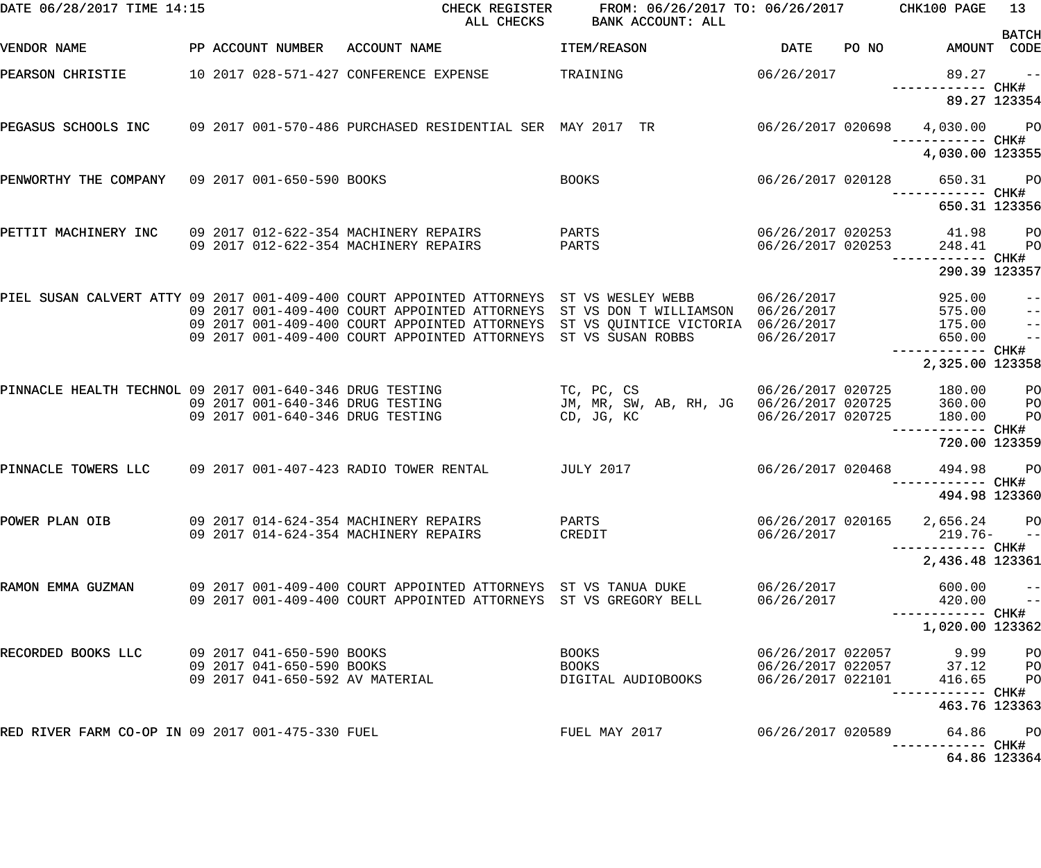CHECK REGISTER — ALL CHECKS — FROM: 06/26/2017 TO: 06/26/2017 — BANK ACCOUNT: ALL

DATE 06/28/2017 TIME 14:15 — CHK100 PAGE 13

| VENDOR NAME | PP | ACCOUNT NUMBER | ACCOUNT NAME | ITEM/REASON | DATE | PO NO | AMOUNT | BATCH CODE |
|---|---|---|---|---|---|---|---|---|
| PEARSON CHRISTIE | 10 | 2017 028-571-427 | CONFERENCE EXPENSE | TRAINING | 06/26/2017 | | 89.27 | -- |
| | | | | | | | CHK# | |
| | | | | | | | 89.27 | 123354 |
| PEGASUS SCHOOLS INC | 09 | 2017 001-570-486 | PURCHASED RESIDENTIAL SER | MAY 2017 TR | 06/26/2017 | 020698 | 4,030.00 | PO |
| | | | | | | | CHK# | |
| | | | | | | | 4,030.00 | 123355 |
| PENWORTHY THE COMPANY | 09 | 2017 001-650-590 | BOOKS | BOOKS | 06/26/2017 | 020128 | 650.31 | PO |
| | | | | | | | CHK# | |
| | | | | | | | 650.31 | 123356 |
| PETTIT MACHINERY INC | 09 | 2017 012-622-354 | MACHINERY REPAIRS | PARTS | 06/26/2017 | 020253 | 41.98 | PO |
| | 09 | 2017 012-622-354 | MACHINERY REPAIRS | PARTS | 06/26/2017 | 020253 | 248.41 | PO |
| | | | | | | | CHK# | |
| | | | | | | | 290.39 | 123357 |
| PIEL SUSAN CALVERT ATTY | 09 | 2017 001-409-400 | COURT APPOINTED ATTORNEYS | ST VS WESLEY WEBB | 06/26/2017 | | 925.00 | -- |
| | 09 | 2017 001-409-400 | COURT APPOINTED ATTORNEYS | ST VS DON T WILLIAMSON | 06/26/2017 | | 575.00 | -- |
| | 09 | 2017 001-409-400 | COURT APPOINTED ATTORNEYS | ST VS QUINTICE VICTORIA | 06/26/2017 | | 175.00 | -- |
| | 09 | 2017 001-409-400 | COURT APPOINTED ATTORNEYS | ST VS SUSAN ROBBS | 06/26/2017 | | 650.00 | -- |
| | | | | | | | CHK# | |
| | | | | | | | 2,325.00 | 123358 |
| PINNACLE HEALTH TECHNOL | 09 | 2017 001-640-346 | DRUG TESTING | TC, PC, CS | 06/26/2017 | 020725 | 180.00 | PO |
| | 09 | 2017 001-640-346 | DRUG TESTING | JM, MR, SW, AB, RH, JG | 06/26/2017 | 020725 | 360.00 | PO |
| | 09 | 2017 001-640-346 | DRUG TESTING | CD, JG, KC | 06/26/2017 | 020725 | 180.00 | PO |
| | | | | | | | CHK# | |
| | | | | | | | 720.00 | 123359 |
| PINNACLE TOWERS LLC | 09 | 2017 001-407-423 | RADIO TOWER RENTAL | JULY 2017 | 06/26/2017 | 020468 | 494.98 | PO |
| | | | | | | | CHK# | |
| | | | | | | | 494.98 | 123360 |
| POWER PLAN OIB | 09 | 2017 014-624-354 | MACHINERY REPAIRS | PARTS | 06/26/2017 | 020165 | 2,656.24 | PO |
| | 09 | 2017 014-624-354 | MACHINERY REPAIRS | CREDIT | 06/26/2017 | | 219.76- | -- |
| | | | | | | | CHK# | |
| | | | | | | | 2,436.48 | 123361 |
| RAMON EMMA GUZMAN | 09 | 2017 001-409-400 | COURT APPOINTED ATTORNEYS | ST VS TANUA DUKE | 06/26/2017 | | 600.00 | -- |
| | 09 | 2017 001-409-400 | COURT APPOINTED ATTORNEYS | ST VS GREGORY BELL | 06/26/2017 | | 420.00 | -- |
| | | | | | | | CHK# | |
| | | | | | | | 1,020.00 | 123362 |
| RECORDED BOOKS LLC | 09 | 2017 041-650-590 | BOOKS | BOOKS | 06/26/2017 | 022057 | 9.99 | PO |
| | 09 | 2017 041-650-590 | BOOKS | BOOKS | 06/26/2017 | 022057 | 37.12 | PO |
| | 09 | 2017 041-650-592 | AV MATERIAL | DIGITAL AUDIOBOOKS | 06/26/2017 | 022101 | 416.65 | PO |
| | | | | | | | CHK# | |
| | | | | | | | 463.76 | 123363 |
| RED RIVER FARM CO-OP IN | 09 | 2017 001-475-330 | FUEL | FUEL MAY 2017 | 06/26/2017 | 020589 | 64.86 | PO |
| | | | | | | | CHK# | |
| | | | | | | | 64.86 | 123364 |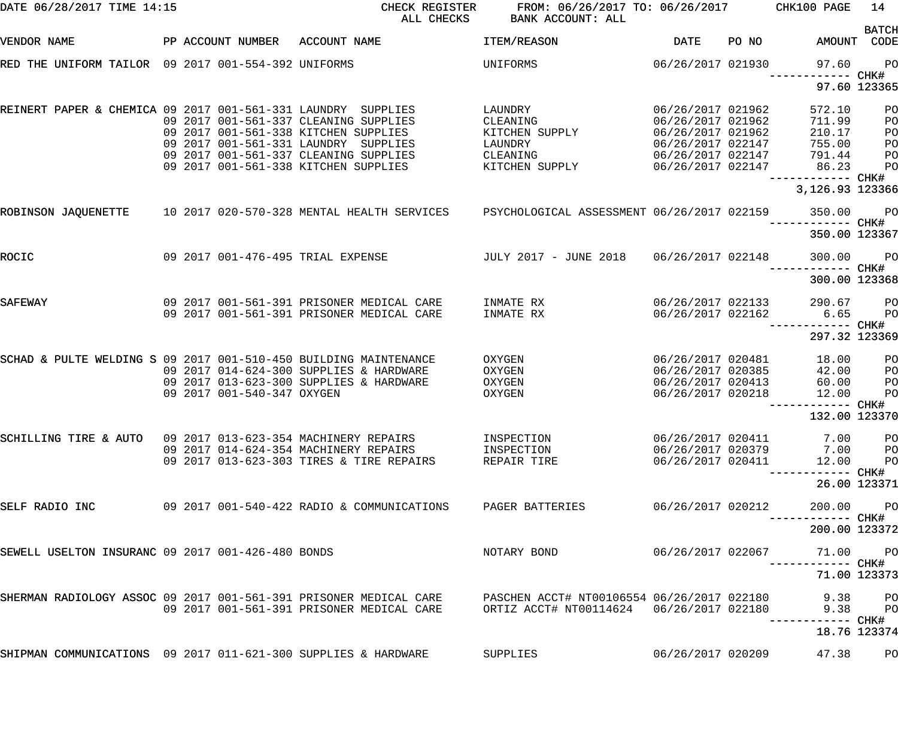DATE 06/28/2017 TIME 14:15 CHECK REGISTER FROM: 06/26/2017 TO: 06/26/2017 CHK100 PAGE 14
ALL CHECKS BANK ACCOUNT: ALL

| VENDOR NAME | PP | ACCOUNT NUMBER | ACCOUNT NAME | ITEM/REASON | DATE | PO NO | AMOUNT | BATCH CODE |
|---|---|---|---|---|---|---|---|---|
| RED THE UNIFORM TAILOR | 09 | 2017 001-554-392 | UNIFORMS | UNIFORMS | 06/26/2017 | 021930 | 97.60 | PO |
| | | | | | | | ------------ | CHK# |
| | | | | | | | 97.60 | 123365 |
| REINERT PAPER & CHEMICA | 09 | 2017 001-561-331 | LAUNDRY SUPPLIES | LAUNDRY | 06/26/2017 | 021962 | 572.10 | PO |
| | 09 | 2017 001-561-337 | CLEANING SUPPLIES | CLEANING | 06/26/2017 | 021962 | 711.99 | PO |
| | 09 | 2017 001-561-338 | KITCHEN SUPPLIES | KITCHEN SUPPLY | 06/26/2017 | 021962 | 210.17 | PO |
| | 09 | 2017 001-561-331 | LAUNDRY SUPPLIES | LAUNDRY | 06/26/2017 | 022147 | 755.00 | PO |
| | 09 | 2017 001-561-337 | CLEANING SUPPLIES | CLEANING | 06/26/2017 | 022147 | 791.44 | PO |
| | 09 | 2017 001-561-338 | KITCHEN SUPPLIES | KITCHEN SUPPLY | 06/26/2017 | 022147 | 86.23 | PO |
| | | | | | | | ------------ | CHK# |
| | | | | | | | 3,126.93 | 123366 |
| ROBINSON JAQUENETTE | 10 | 2017 020-570-328 | MENTAL HEALTH SERVICES | PSYCHOLOGICAL ASSESSMENT | 06/26/2017 | 022159 | 350.00 | PO |
| | | | | | | | ------------ | CHK# |
| | | | | | | | 350.00 | 123367 |
| ROCIC | 09 | 2017 001-476-495 | TRIAL EXPENSE | JULY 2017 - JUNE 2018 | 06/26/2017 | 022148 | 300.00 | PO |
| | | | | | | | ------------ | CHK# |
| | | | | | | | 300.00 | 123368 |
| SAFEWAY | 09 | 2017 001-561-391 | PRISONER MEDICAL CARE | INMATE RX | 06/26/2017 | 022133 | 290.67 | PO |
| | 09 | 2017 001-561-391 | PRISONER MEDICAL CARE | INMATE RX | 06/26/2017 | 022162 | 6.65 | PO |
| | | | | | | | ------------ | CHK# |
| | | | | | | | 297.32 | 123369 |
| SCHAD & PULTE WELDING S | 09 | 2017 001-510-450 | BUILDING MAINTENANCE | OXYGEN | 06/26/2017 | 020481 | 18.00 | PO |
| | 09 | 2017 014-624-300 | SUPPLIES & HARDWARE | OXYGEN | 06/26/2017 | 020385 | 42.00 | PO |
| | 09 | 2017 013-623-300 | SUPPLIES & HARDWARE | OXYGEN | 06/26/2017 | 020413 | 60.00 | PO |
| | 09 | 2017 001-540-347 | OXYGEN | OXYGEN | 06/26/2017 | 020218 | 12.00 | PO |
| | | | | | | | ------------ | CHK# |
| | | | | | | | 132.00 | 123370 |
| SCHILLING TIRE & AUTO | 09 | 2017 013-623-354 | MACHINERY REPAIRS | INSPECTION | 06/26/2017 | 020411 | 7.00 | PO |
| | 09 | 2017 014-624-354 | MACHINERY REPAIRS | INSPECTION | 06/26/2017 | 020379 | 7.00 | PO |
| | 09 | 2017 013-623-303 | TIRES & TIRE REPAIRS | REPAIR TIRE | 06/26/2017 | 020411 | 12.00 | PO |
| | | | | | | | ------------ | CHK# |
| | | | | | | | 26.00 | 123371 |
| SELF RADIO INC | 09 | 2017 001-540-422 | RADIO & COMMUNICATIONS | PAGER BATTERIES | 06/26/2017 | 020212 | 200.00 | PO |
| | | | | | | | ------------ | CHK# |
| | | | | | | | 200.00 | 123372 |
| SEWELL USELTON INSURANC | 09 | 2017 001-426-480 | BONDS | NOTARY BOND | 06/26/2017 | 022067 | 71.00 | PO |
| | | | | | | | ------------ | CHK# |
| | | | | | | | 71.00 | 123373 |
| SHERMAN RADIOLOGY ASSOC | 09 | 2017 001-561-391 | PRISONER MEDICAL CARE | PASCHEN ACCT# NT00106554 | 06/26/2017 | 022180 | 9.38 | PO |
| | 09 | 2017 001-561-391 | PRISONER MEDICAL CARE | ORTIZ ACCT# NT00114624 | 06/26/2017 | 022180 | 9.38 | PO |
| | | | | | | | ------------ | CHK# |
| | | | | | | | 18.76 | 123374 |
| SHIPMAN COMMUNICATIONS | 09 | 2017 011-621-300 | SUPPLIES & HARDWARE | SUPPLIES | 06/26/2017 | 020209 | 47.38 | PO |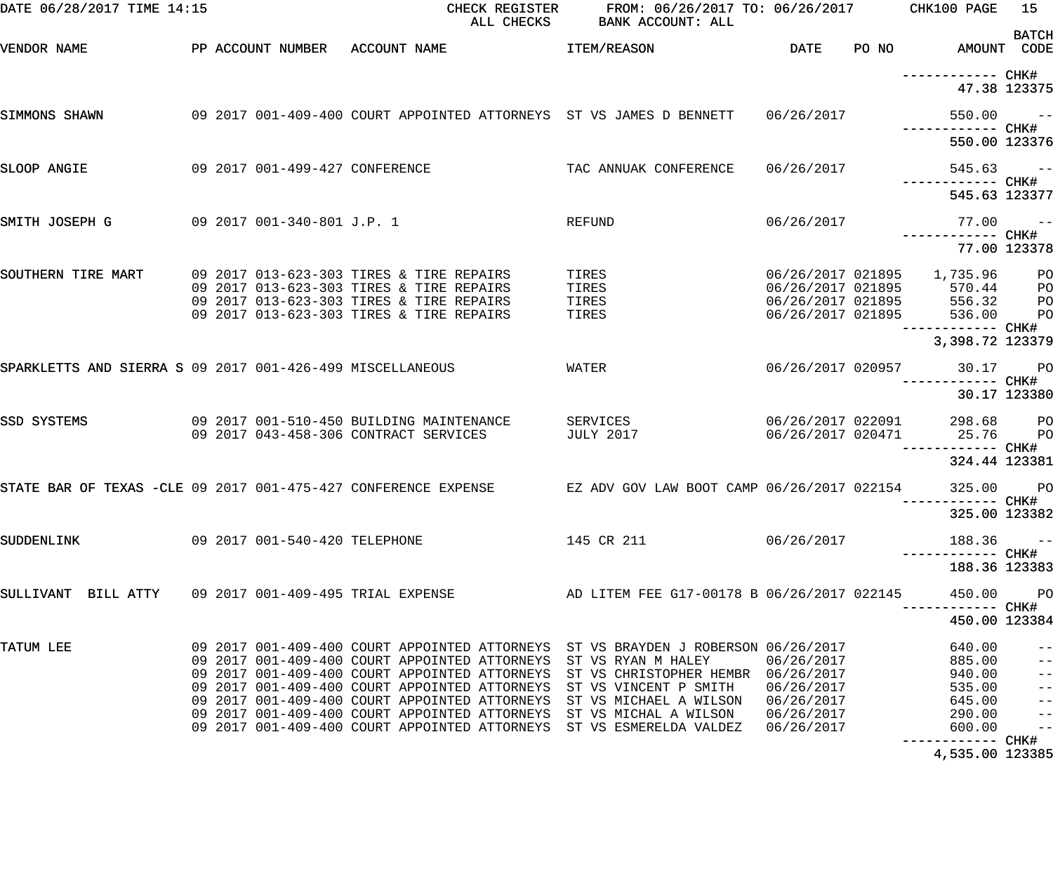DATE 06/28/2017 TIME 14:15 CHECK REGISTER FROM: 06/26/2017 TO: 06/26/2017 CHK100 PAGE 15
ALL CHECKS BANK ACCOUNT: ALL

| VENDOR NAME | PP | ACCOUNT NUMBER | ACCOUNT NAME | ITEM/REASON | DATE | PO NO | AMOUNT | BATCH CODE |
|---|---|---|---|---|---|---|---|---|
| | | | | | | | ------------ CHK# | |
| | | | | | | | 47.38 | 123375 |
| SIMMONS SHAWN | 09 2017 | 001-409-400 | COURT APPOINTED ATTORNEYS | ST VS JAMES D BENNETT | 06/26/2017 | | 550.00 | -- |
| | | | | | | | ------------ CHK# | |
| | | | | | | | 550.00 | 123376 |
| SLOOP ANGIE | 09 2017 | 001-499-427 | CONFERENCE | TAC ANNUAK CONFERENCE | 06/26/2017 | | 545.63 | -- |
| | | | | | | | ------------ CHK# | |
| | | | | | | | 545.63 | 123377 |
| SMITH JOSEPH G | 09 2017 | 001-340-801 | J.P. 1 | REFUND | 06/26/2017 | | 77.00 | -- |
| | | | | | | | ------------ CHK# | |
| | | | | | | | 77.00 | 123378 |
| SOUTHERN TIRE MART | 09 2017 | 013-623-303 | TIRES & TIRE REPAIRS | TIRES | 06/26/2017 | 021895 | 1,735.96 | PO |
| | 09 2017 | 013-623-303 | TIRES & TIRE REPAIRS | TIRES | 06/26/2017 | 021895 | 570.44 | PO |
| | 09 2017 | 013-623-303 | TIRES & TIRE REPAIRS | TIRES | 06/26/2017 | 021895 | 556.32 | PO |
| | 09 2017 | 013-623-303 | TIRES & TIRE REPAIRS | TIRES | 06/26/2017 | 021895 | 536.00 | PO |
| | | | | | | | ------------ CHK# | |
| | | | | | | | 3,398.72 | 123379 |
| SPARKLETTS AND SIERRA S | 09 2017 | 001-426-499 | MISCELLANEOUS | WATER | 06/26/2017 | 020957 | 30.17 | PO |
| | | | | | | | ------------ CHK# | |
| | | | | | | | 30.17 | 123380 |
| SSD SYSTEMS | 09 2017 | 001-510-450 | BUILDING MAINTENANCE | SERVICES | 06/26/2017 | 022091 | 298.68 | PO |
| | 09 2017 | 043-458-306 | CONTRACT SERVICES | JULY 2017 | 06/26/2017 | 020471 | 25.76 | PO |
| | | | | | | | ------------ CHK# | |
| | | | | | | | 324.44 | 123381 |
| STATE BAR OF TEXAS -CLE | 09 2017 | 001-475-427 | CONFERENCE EXPENSE | EZ ADV GOV LAW BOOT CAMP | 06/26/2017 | 022154 | 325.00 | PO |
| | | | | | | | ------------ CHK# | |
| | | | | | | | 325.00 | 123382 |
| SUDDENLINK | 09 2017 | 001-540-420 | TELEPHONE | 145 CR 211 | 06/26/2017 | | 188.36 | -- |
| | | | | | | | ------------ CHK# | |
| | | | | | | | 188.36 | 123383 |
| SULLIVANT BILL ATTY | 09 2017 | 001-409-495 | TRIAL EXPENSE | AD LITEM FEE G17-00178 B | 06/26/2017 | 022145 | 450.00 | PO |
| | | | | | | | ------------ CHK# | |
| | | | | | | | 450.00 | 123384 |
| TATUM LEE | 09 2017 | 001-409-400 | COURT APPOINTED ATTORNEYS | ST VS BRAYDEN J ROBERSON | 06/26/2017 | | 640.00 | -- |
| | 09 2017 | 001-409-400 | COURT APPOINTED ATTORNEYS | ST VS RYAN M HALEY | 06/26/2017 | | 885.00 | -- |
| | 09 2017 | 001-409-400 | COURT APPOINTED ATTORNEYS | ST VS CHRISTOPHER HEMBR | 06/26/2017 | | 940.00 | -- |
| | 09 2017 | 001-409-400 | COURT APPOINTED ATTORNEYS | ST VS VINCENT P SMITH | 06/26/2017 | | 535.00 | -- |
| | 09 2017 | 001-409-400 | COURT APPOINTED ATTORNEYS | ST VS MICHAEL A WILSON | 06/26/2017 | | 645.00 | -- |
| | 09 2017 | 001-409-400 | COURT APPOINTED ATTORNEYS | ST VS MICHAL A WILSON | 06/26/2017 | | 290.00 | -- |
| | 09 2017 | 001-409-400 | COURT APPOINTED ATTORNEYS | ST VS ESMERELDA VALDEZ | 06/26/2017 | | 600.00 | -- |
| | | | | | | | ------------ CHK# | |
| | | | | | | | 4,535.00 | 123385 |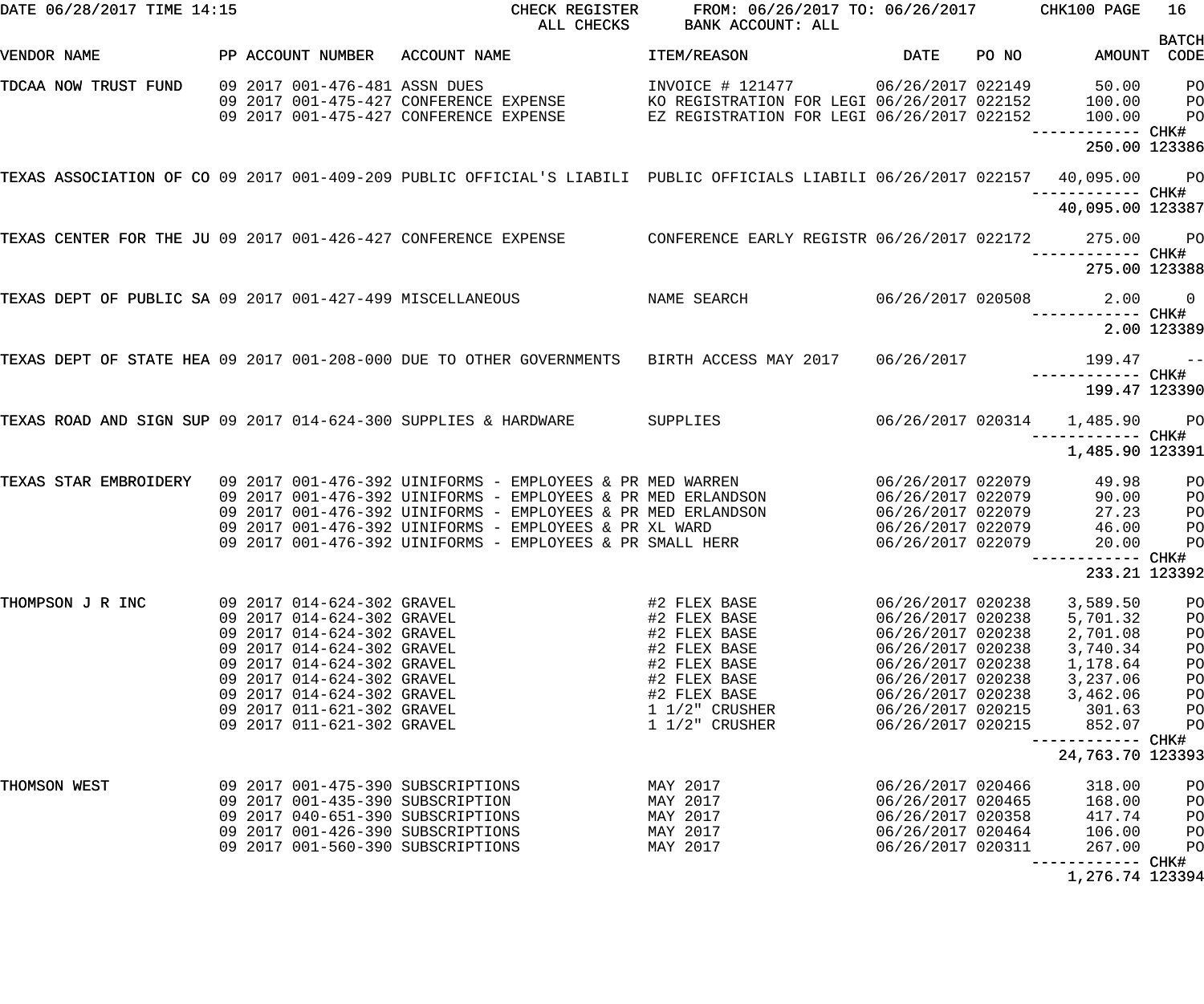DATE 06/28/2017 TIME 14:15 CHECK REGISTER ALL CHECKS FROM: 06/26/2017 TO: 06/26/2017 BANK ACCOUNT: ALL CHK100 PAGE 16

| VENDOR NAME | PP | ACCOUNT NUMBER | ACCOUNT NAME | ITEM/REASON | DATE | PO NO | AMOUNT | BATCH CODE |
|---|---|---|---|---|---|---|---|---|
| TDCAA NOW TRUST FUND | 09 2017 | 001-476-481 | ASSN DUES | INVOICE # 121477 | 06/26/2017 | 022149 | 50.00 | PO |
| | 09 2017 | 001-475-427 | CONFERENCE EXPENSE | KO REGISTRATION FOR LEGI | 06/26/2017 | 022152 | 100.00 | PO |
| | 09 2017 | 001-475-427 | CONFERENCE EXPENSE | EZ REGISTRATION FOR LEGI | 06/26/2017 | 022152 | 100.00 | PO |
| | | | | | | | 250.00 | CHK# 123386 |
| TEXAS ASSOCIATION OF CO | 09 2017 | 001-409-209 | PUBLIC OFFICIAL'S LIABILI | PUBLIC OFFICIALS LIABILI | 06/26/2017 | 022157 | 40,095.00 | PO |
| | | | | | | | 40,095.00 | CHK# 123387 |
| TEXAS CENTER FOR THE JU | 09 2017 | 001-426-427 | CONFERENCE EXPENSE | CONFERENCE EARLY REGISTR | 06/26/2017 | 022172 | 275.00 | PO |
| | | | | | | | 275.00 | CHK# 123388 |
| TEXAS DEPT OF PUBLIC SA | 09 2017 | 001-427-499 | MISCELLANEOUS | NAME SEARCH | 06/26/2017 | 020508 | 2.00 | 0 |
| | | | | | | | 2.00 | CHK# 123389 |
| TEXAS DEPT OF STATE HEA | 09 2017 | 001-208-000 | DUE TO OTHER GOVERNMENTS | BIRTH ACCESS MAY 2017 | 06/26/2017 | | 199.47 | -- |
| | | | | | | | 199.47 | CHK# 123390 |
| TEXAS ROAD AND SIGN SUP | 09 2017 | 014-624-300 | SUPPLIES & HARDWARE | SUPPLIES | 06/26/2017 | 020314 | 1,485.90 | PO |
| | | | | | | | 1,485.90 | CHK# 123391 |
| TEXAS STAR EMBROIDERY | 09 2017 | 001-476-392 | UINIFORMS - EMPLOYEES & PR | MED WARREN | 06/26/2017 | 022079 | 49.98 | PO |
| | 09 2017 | 001-476-392 | UINIFORMS - EMPLOYEES & PR | MED ERLANDSON | 06/26/2017 | 022079 | 90.00 | PO |
| | 09 2017 | 001-476-392 | UINIFORMS - EMPLOYEES & PR | MED ERLANDSON | 06/26/2017 | 022079 | 27.23 | PO |
| | 09 2017 | 001-476-392 | UINIFORMS - EMPLOYEES & PR | XL WARD | 06/26/2017 | 022079 | 46.00 | PO |
| | 09 2017 | 001-476-392 | UINIFORMS - EMPLOYEES & PR | SMALL HERR | 06/26/2017 | 022079 | 20.00 | PO |
| | | | | | | | 233.21 | CHK# 123392 |
| THOMPSON J R INC | 09 2017 | 014-624-302 | GRAVEL | #2 FLEX BASE | 06/26/2017 | 020238 | 3,589.50 | PO |
| | 09 2017 | 014-624-302 | GRAVEL | #2 FLEX BASE | 06/26/2017 | 020238 | 5,701.32 | PO |
| | 09 2017 | 014-624-302 | GRAVEL | #2 FLEX BASE | 06/26/2017 | 020238 | 2,701.08 | PO |
| | 09 2017 | 014-624-302 | GRAVEL | #2 FLEX BASE | 06/26/2017 | 020238 | 3,740.34 | PO |
| | 09 2017 | 014-624-302 | GRAVEL | #2 FLEX BASE | 06/26/2017 | 020238 | 1,178.64 | PO |
| | 09 2017 | 014-624-302 | GRAVEL | #2 FLEX BASE | 06/26/2017 | 020238 | 3,237.06 | PO |
| | 09 2017 | 014-624-302 | GRAVEL | #2 FLEX BASE | 06/26/2017 | 020238 | 3,462.06 | PO |
| | 09 2017 | 011-621-302 | GRAVEL | 1 1/2" CRUSHER | 06/26/2017 | 020215 | 301.63 | PO |
| | 09 2017 | 011-621-302 | GRAVEL | 1 1/2" CRUSHER | 06/26/2017 | 020215 | 852.07 | PO |
| | | | | | | | 24,763.70 | CHK# 123393 |
| THOMSON WEST | 09 2017 | 001-475-390 | SUBSCRIPTIONS | MAY 2017 | 06/26/2017 | 020466 | 318.00 | PO |
| | 09 2017 | 001-435-390 | SUBSCRIPTION | MAY 2017 | 06/26/2017 | 020465 | 168.00 | PO |
| | 09 2017 | 040-651-390 | SUBSCRIPTIONS | MAY 2017 | 06/26/2017 | 020358 | 417.74 | PO |
| | 09 2017 | 001-426-390 | SUBSCRIPTIONS | MAY 2017 | 06/26/2017 | 020464 | 106.00 | PO |
| | 09 2017 | 001-560-390 | SUBSCRIPTIONS | MAY 2017 | 06/26/2017 | 020311 | 267.00 | PO |
| | | | | | | | 1,276.74 | CHK# 123394 |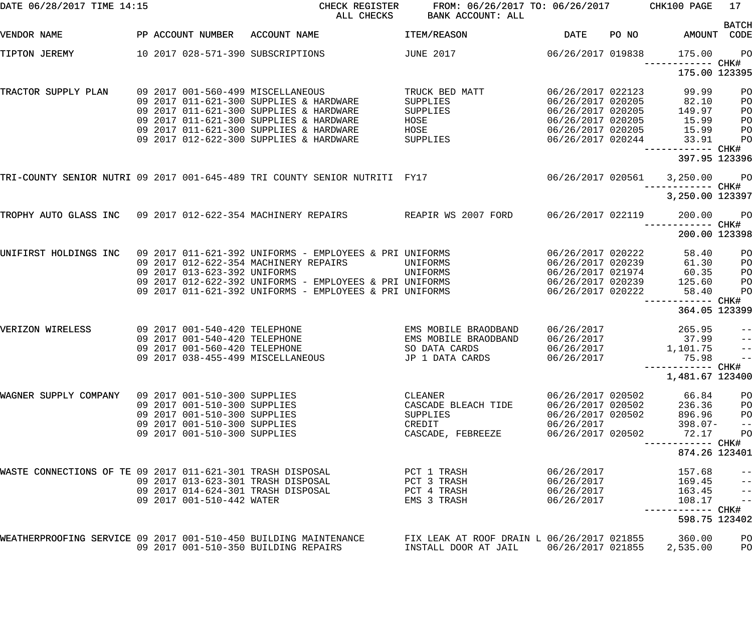DATE 06/28/2017 TIME 14:15 CHECK REGISTER FROM: 06/26/2017 TO: 06/26/2017 CHK100 PAGE 17
ALL CHECKS BANK ACCOUNT: ALL

| VENDOR NAME | PP | ACCOUNT NUMBER | ACCOUNT NAME | ITEM/REASON | DATE | PO NO | AMOUNT | BATCH CODE |
|---|---|---|---|---|---|---|---|---|
| TIPTON JEREMY | 10 | 2017 028-571-390 | SUBSCRIPTIONS | JUNE 2017 | 06/26/2017 | 019838 | 175.00 | PO |
| | | | | | | | ------------ | CHK# |
| | | | | | | | 175.00 | 123395 |
| TRACTOR SUPPLY PLAN | 09 | 2017 001-560-499 | MISCELLANEOUS | TRUCK BED MATT | 06/26/2017 | 022123 | 99.99 | PO |
| | 09 | 2017 011-621-300 | SUPPLIES & HARDWARE | SUPPLIES | 06/26/2017 | 020205 | 82.10 | PO |
| | 09 | 2017 011-621-300 | SUPPLIES & HARDWARE | SUPPLIES | 06/26/2017 | 020205 | 149.97 | PO |
| | 09 | 2017 011-621-300 | SUPPLIES & HARDWARE | HOSE | 06/26/2017 | 020205 | 15.99 | PO |
| | 09 | 2017 011-621-300 | SUPPLIES & HARDWARE | HOSE | 06/26/2017 | 020205 | 15.99 | PO |
| | 09 | 2017 012-622-300 | SUPPLIES & HARDWARE | SUPPLIES | 06/26/2017 | 020244 | 33.91 | PO |
| | | | | | | | ------------ | CHK# |
| | | | | | | | 397.95 | 123396 |
| TRI-COUNTY SENIOR NUTRI | 09 | 2017 001-645-489 | TRI COUNTY SENIOR NUTRITI | FY17 | 06/26/2017 | 020561 | 3,250.00 | PO |
| | | | | | | | ------------ | CHK# |
| | | | | | | | 3,250.00 | 123397 |
| TROPHY AUTO GLASS INC | 09 | 2017 012-622-354 | MACHINERY REPAIRS | REAPIR WS 2007 FORD | 06/26/2017 | 022119 | 200.00 | PO |
| | | | | | | | ------------ | CHK# |
| | | | | | | | 200.00 | 123398 |
| UNIFIRST HOLDINGS INC | 09 | 2017 011-621-392 | UNIFORMS - EMPLOYEES & PRI | UNIFORMS | 06/26/2017 | 020222 | 58.40 | PO |
| | 09 | 2017 012-622-354 | MACHINERY REPAIRS | UNIFORMS | 06/26/2017 | 020239 | 61.30 | PO |
| | 09 | 2017 013-623-392 | UNIFORMS | UNIFORMS | 06/26/2017 | 021974 | 60.35 | PO |
| | 09 | 2017 012-622-392 | UNIFORMS - EMPLOYEES & PRI | UNIFORMS | 06/26/2017 | 020239 | 125.60 | PO |
| | 09 | 2017 011-621-392 | UNIFORMS - EMPLOYEES & PRI | UNIFORMS | 06/26/2017 | 020222 | 58.40 | PO |
| | | | | | | | ------------ | CHK# |
| | | | | | | | 364.05 | 123399 |
| VERIZON WIRELESS | 09 | 2017 001-540-420 | TELEPHONE | EMS MOBILE BRAODBAND | 06/26/2017 | | 265.95 | -- |
| | 09 | 2017 001-540-420 | TELEPHONE | EMS MOBILE BRAODBAND | 06/26/2017 | | 37.99 | -- |
| | 09 | 2017 001-560-420 | TELEPHONE | SO DATA CARDS | 06/26/2017 | | 1,101.75 | -- |
| | 09 | 2017 038-455-499 | MISCELLANEOUS | JP 1 DATA CARDS | 06/26/2017 | | 75.98 | -- |
| | | | | | | | ------------ | CHK# |
| | | | | | | | 1,481.67 | 123400 |
| WAGNER SUPPLY COMPANY | 09 | 2017 001-510-300 | SUPPLIES | CLEANER | 06/26/2017 | 020502 | 66.84 | PO |
| | 09 | 2017 001-510-300 | SUPPLIES | CASCADE BLEACH TIDE | 06/26/2017 | 020502 | 236.36 | PO |
| | 09 | 2017 001-510-300 | SUPPLIES | SUPPLIES | 06/26/2017 | 020502 | 896.96 | PO |
| | 09 | 2017 001-510-300 | SUPPLIES | CREDIT | 06/26/2017 | | 398.07- | -- |
| | 09 | 2017 001-510-300 | SUPPLIES | CASCADE, FEBREEZE | 06/26/2017 | 020502 | 72.17 | PO |
| | | | | | | | ------------ | CHK# |
| | | | | | | | 874.26 | 123401 |
| WASTE CONNECTIONS OF TE | 09 | 2017 011-621-301 | TRASH DISPOSAL | PCT 1 TRASH | 06/26/2017 | | 157.68 | -- |
| | 09 | 2017 013-623-301 | TRASH DISPOSAL | PCT 3 TRASH | 06/26/2017 | | 169.45 | -- |
| | 09 | 2017 014-624-301 | TRASH DISPOSAL | PCT 4 TRASH | 06/26/2017 | | 163.45 | -- |
| | 09 | 2017 001-510-442 | WATER | EMS 3 TRASH | 06/26/2017 | | 108.17 | -- |
| | | | | | | | ------------ | CHK# |
| | | | | | | | 598.75 | 123402 |
| WEATHERPROOFING SERVICE | 09 | 2017 001-510-450 | BUILDING MAINTENANCE | FIX LEAK AT ROOF DRAIN L | 06/26/2017 | 021855 | 360.00 | PO |
| | 09 | 2017 001-510-350 | BUILDING REPAIRS | INSTALL DOOR AT JAIL | 06/26/2017 | 021855 | 2,535.00 | PO |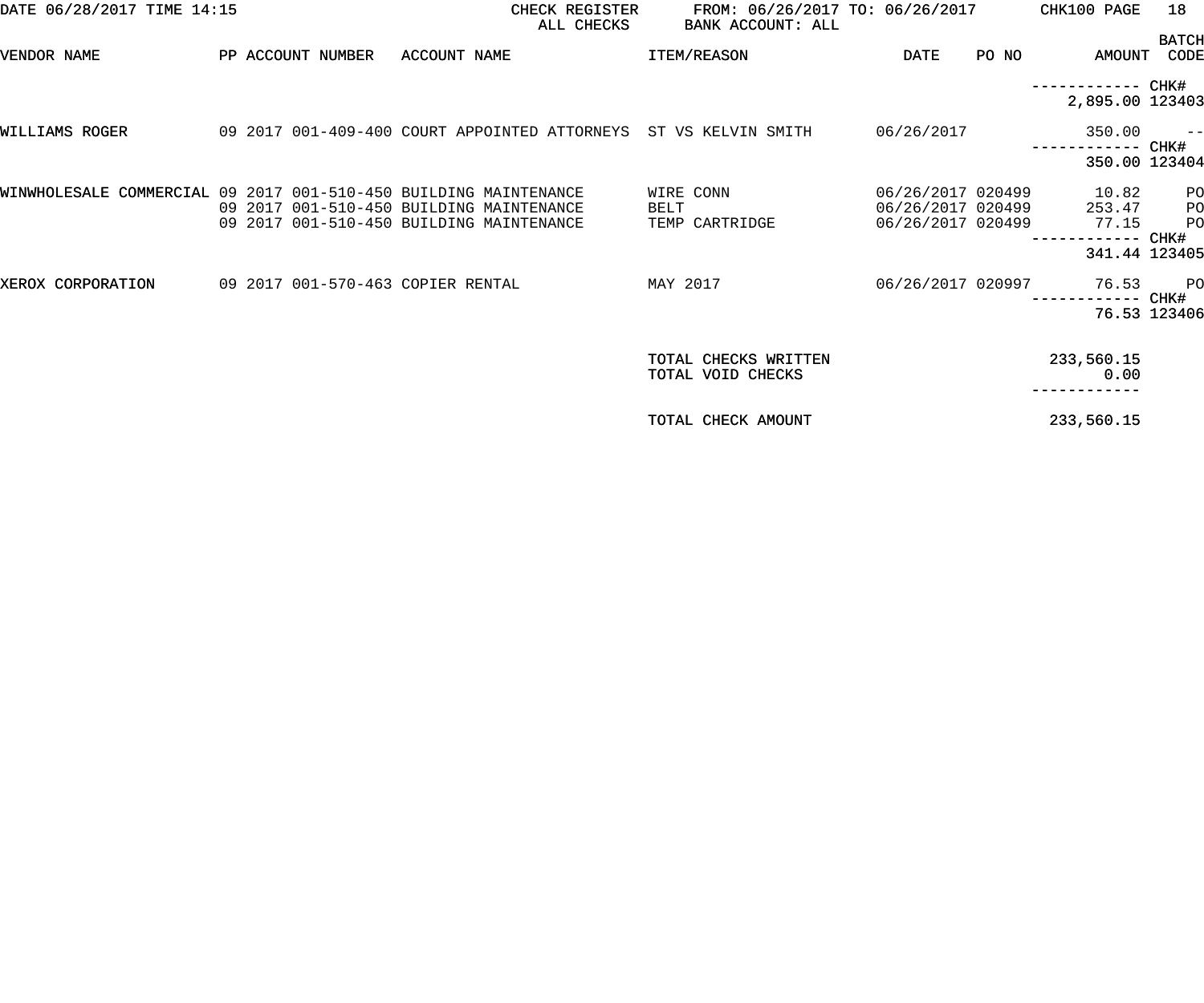DATE 06/28/2017 TIME 14:15 CHECK REGISTER ALL CHECKS FROM: 06/26/2017 TO: 06/26/2017 BANK ACCOUNT: ALL CHK100

| VENDOR NAME | PP | ACCOUNT NUMBER | ACCOUNT NAME | ITEM/REASON | DATE | PO NO | AMOUNT | BATCH CODE |
|---|---|---|---|---|---|---|---|---|
| | | | | | | | ------------ | CHK# |
| | | | | | | | 2,895.00 | 123403 |
| WILLIAMS ROGER | 09 2017 | 001-409-400 | COURT APPOINTED ATTORNEYS | ST VS KELVIN SMITH | 06/26/2017 | | 350.00 | -- |
| | | | | | | | ------------ | CHK# |
| | | | | | | | 350.00 | 123404 |
| WINWHOLESALE COMMERCIAL | 09 2017 | 001-510-450 | BUILDING MAINTENANCE | WIRE CONN | 06/26/2017 | 020499 | 10.82 | PO |
| | 09 2017 | 001-510-450 | BUILDING MAINTENANCE | BELT | 06/26/2017 | 020499 | 253.47 | PO |
| | 09 2017 | 001-510-450 | BUILDING MAINTENANCE | TEMP CARTRIDGE | 06/26/2017 | 020499 | 77.15 | PO |
| | | | | | | | ------------ | CHK# |
| | | | | | | | 341.44 | 123405 |
| XEROX CORPORATION | 09 2017 | 001-570-463 | COPIER RENTAL | MAY 2017 | 06/26/2017 | 020997 | 76.53 | PO |
| | | | | | | | ------------ | CHK# |
| | | | | | | | 76.53 | 123406 |

| | |
|---|---|
| TOTAL CHECKS WRITTEN | 233,560.15 |
| TOTAL VOID CHECKS | 0.00 |
| | ------------ |
| TOTAL CHECK AMOUNT | 233,560.15 |